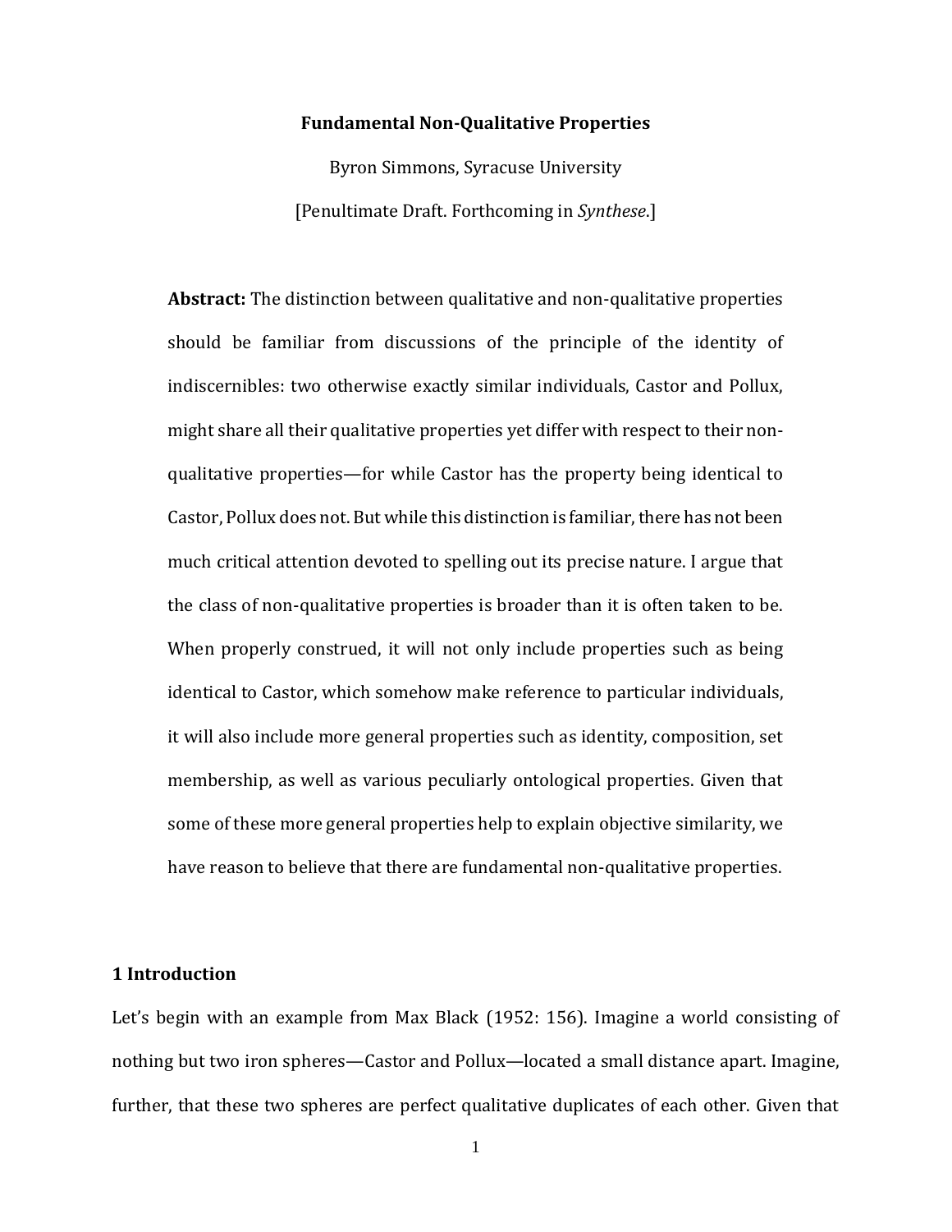# Fundamental Non-Qualitative Properties

Byron Simmons, Syracuse University

[Penultimate Draft. Forthcoming in *Synthese*.]

**Abstract:** The distinction between qualitative and non-qualitative properties should be familiar from discussions of the principle of the identity of indiscernibles: two otherwise exactly similar individuals, Castor and Pollux, might share all their qualitative properties yet differ with respect to their non-qualitative properties—for while Castor has the property being identical to Castor, Pollux does not. But while this distinction is familiar, there has not been much critical attention devoted to spelling out its precise nature. I argue that the class of non-qualitative properties is broader than it is often taken to be. When properly construed, it will not only include properties such as being identical to Castor, which somehow make reference to particular individuals, it will also include more general properties such as identity, composition, set membership, as well as various peculiarly ontological properties. Given that some of these more general properties help to explain objective similarity, we have reason to believe that there are fundamental non-qualitative properties.

## 1 Introduction

Let's begin with an example from Max Black (1952: 156). Imagine a world consisting of nothing but two iron spheres—Castor and Pollux—located a small distance apart. Imagine, further, that these two spheres are perfect qualitative duplicates of each other. Given that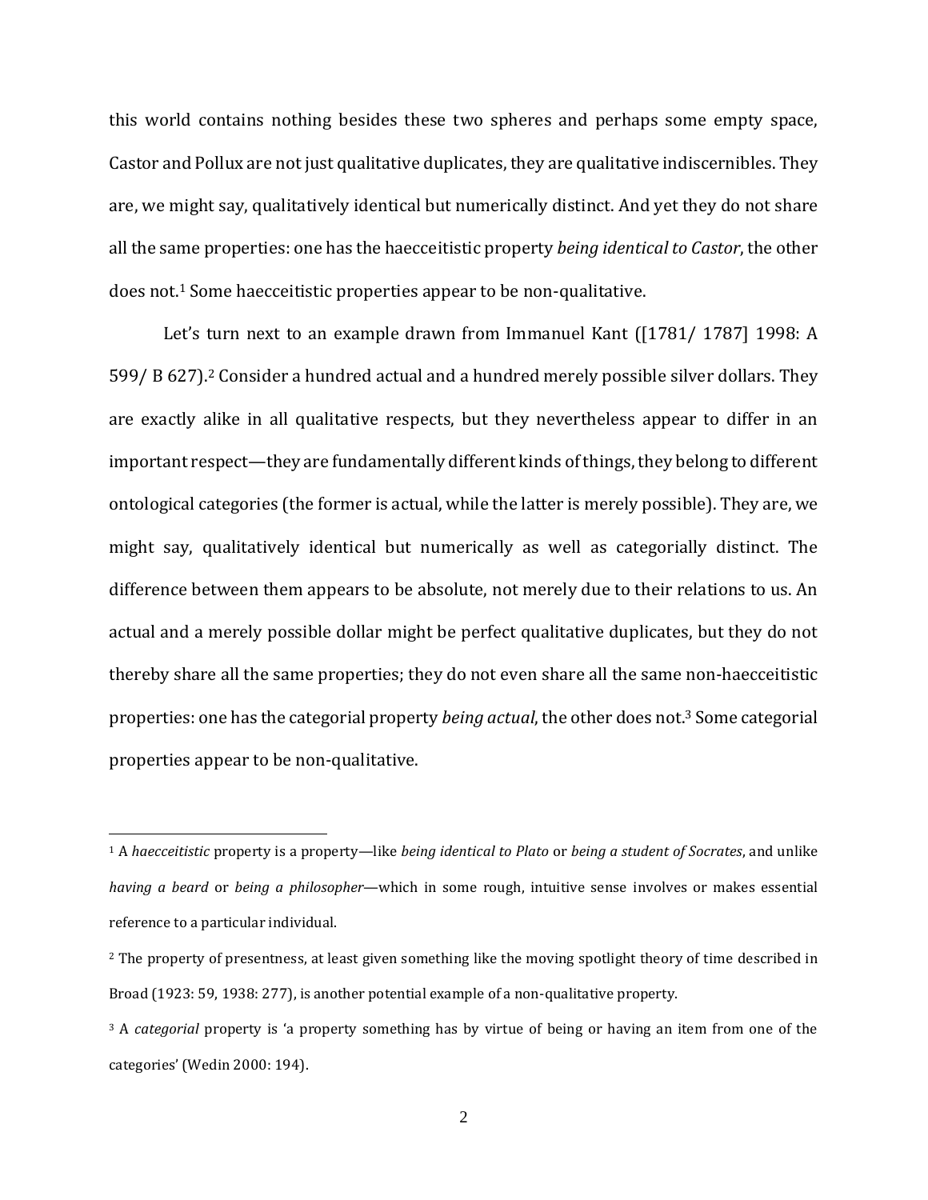this world contains nothing besides these two spheres and perhaps some empty space, Castor and Pollux are not just qualitative duplicates, they are qualitative indiscernibles. They are, we might say, qualitatively identical but numerically distinct. And yet they do not share all the same properties: one has the haecceitistic property *being identical to Castor*, the other does not.[1] Some haecceitistic properties appear to be non-qualitative.

Let's turn next to an example drawn from Immanuel Kant ([1781/ 1787] 1998: A 599/ B 627).[2] Consider a hundred actual and a hundred merely possible silver dollars. They are exactly alike in all qualitative respects, but they nevertheless appear to differ in an important respect—they are fundamentally different kinds of things, they belong to different ontological categories (the former is actual, while the latter is merely possible). They are, we might say, qualitatively identical but numerically as well as categorially distinct. The difference between them appears to be absolute, not merely due to their relations to us. An actual and a merely possible dollar might be perfect qualitative duplicates, but they do not thereby share all the same properties; they do not even share all the same non-haecceitistic properties: one has the categorial property *being actual*, the other does not.[3] Some categorial properties appear to be non-qualitative.

---

[1] A *haecceitistic* property is a property—like *being identical to Plato* or *being a student of Socrates*, and unlike *having a beard* or *being a philosopher*—which in some rough, intuitive sense involves or makes essential reference to a particular individual.

[2] The property of presentness, at least given something like the moving spotlight theory of time described in Broad (1923: 59, 1938: 277), is another potential example of a non-qualitative property.

[3] A *categorial* property is 'a property something has by virtue of being or having an item from one of the categories' (Wedin 2000: 194).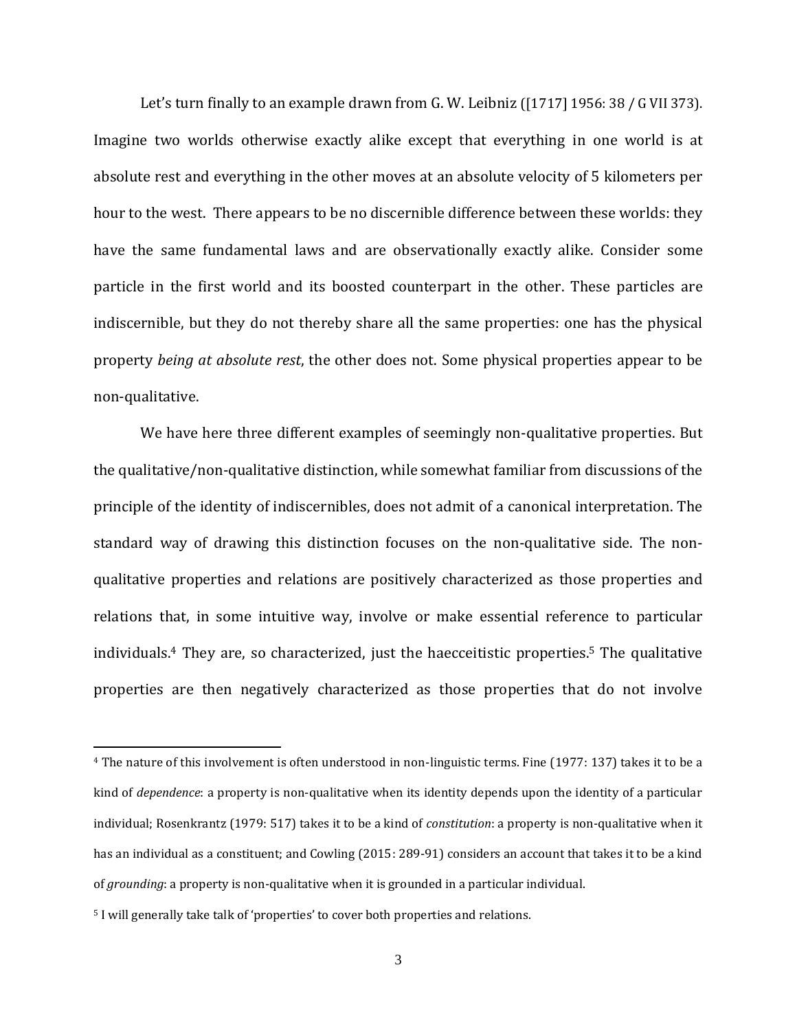Let's turn finally to an example drawn from G. W. Leibniz ([1717] 1956: 38 / G VII 373). Imagine two worlds otherwise exactly alike except that everything in one world is at absolute rest and everything in the other moves at an absolute velocity of 5 kilometers per hour to the west. There appears to be no discernible difference between these worlds: they have the same fundamental laws and are observationally exactly alike. Consider some particle in the first world and its boosted counterpart in the other. These particles are indiscernible, but they do not thereby share all the same properties: one has the physical property *being at absolute rest*, the other does not. Some physical properties appear to be non-qualitative.

We have here three different examples of seemingly non-qualitative properties. But the qualitative/non-qualitative distinction, while somewhat familiar from discussions of the principle of the identity of indiscernibles, does not admit of a canonical interpretation. The standard way of drawing this distinction focuses on the non-qualitative side. The non-qualitative properties and relations are positively characterized as those properties and relations that, in some intuitive way, involve or make essential reference to particular individuals.[4] They are, so characterized, just the haecceitistic properties.[5] The qualitative properties are then negatively characterized as those properties that do not involve

---

[4] The nature of this involvement is often understood in non-linguistic terms. Fine (1977: 137) takes it to be a kind of *dependence*: a property is non-qualitative when its identity depends upon the identity of a particular individual; Rosenkrantz (1979: 517) takes it to be a kind of *constitution*: a property is non-qualitative when it has an individual as a constituent; and Cowling (2015: 289-91) considers an account that takes it to be a kind of *grounding*: a property is non-qualitative when it is grounded in a particular individual.

[5] I will generally take talk of 'properties' to cover both properties and relations.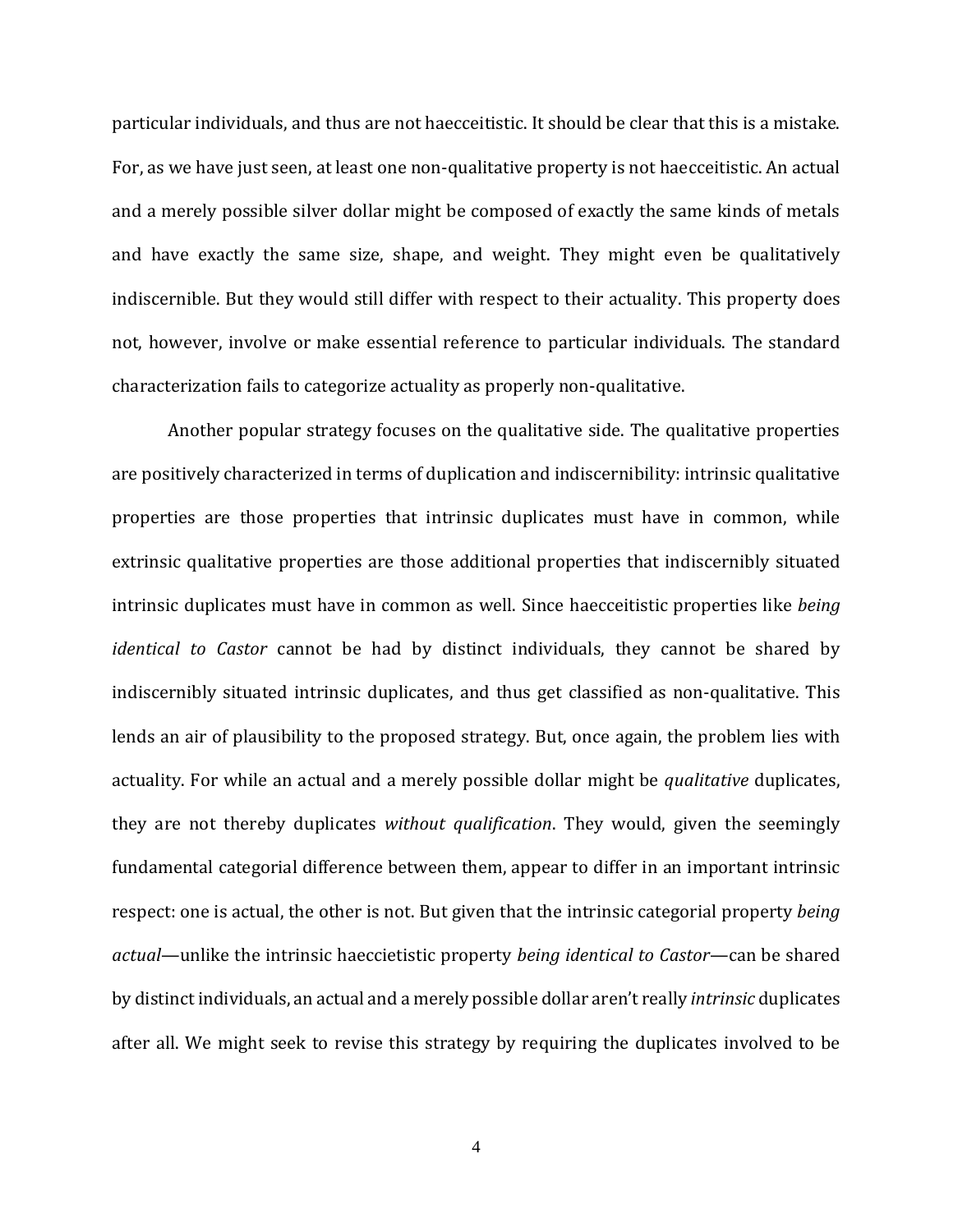particular individuals, and thus are not haecceitistic. It should be clear that this is a mistake. For, as we have just seen, at least one non-qualitative property is not haecceitistic. An actual and a merely possible silver dollar might be composed of exactly the same kinds of metals and have exactly the same size, shape, and weight. They might even be qualitatively indiscernible. But they would still differ with respect to their actuality. This property does not, however, involve or make essential reference to particular individuals. The standard characterization fails to categorize actuality as properly non-qualitative.

Another popular strategy focuses on the qualitative side. The qualitative properties are positively characterized in terms of duplication and indiscernibility: intrinsic qualitative properties are those properties that intrinsic duplicates must have in common, while extrinsic qualitative properties are those additional properties that indiscernibly situated intrinsic duplicates must have in common as well. Since haecceitistic properties like *being identical to Castor* cannot be had by distinct individuals, they cannot be shared by indiscernibly situated intrinsic duplicates, and thus get classified as non-qualitative. This lends an air of plausibility to the proposed strategy. But, once again, the problem lies with actuality. For while an actual and a merely possible dollar might be *qualitative* duplicates, they are not thereby duplicates *without qualification*. They would, given the seemingly fundamental categorial difference between them, appear to differ in an important intrinsic respect: one is actual, the other is not. But given that the intrinsic categorial property *being actual*—unlike the intrinsic haeccietistic property *being identical to Castor*—can be shared by distinct individuals, an actual and a merely possible dollar aren't really *intrinsic* duplicates after all. We might seek to revise this strategy by requiring the duplicates involved to be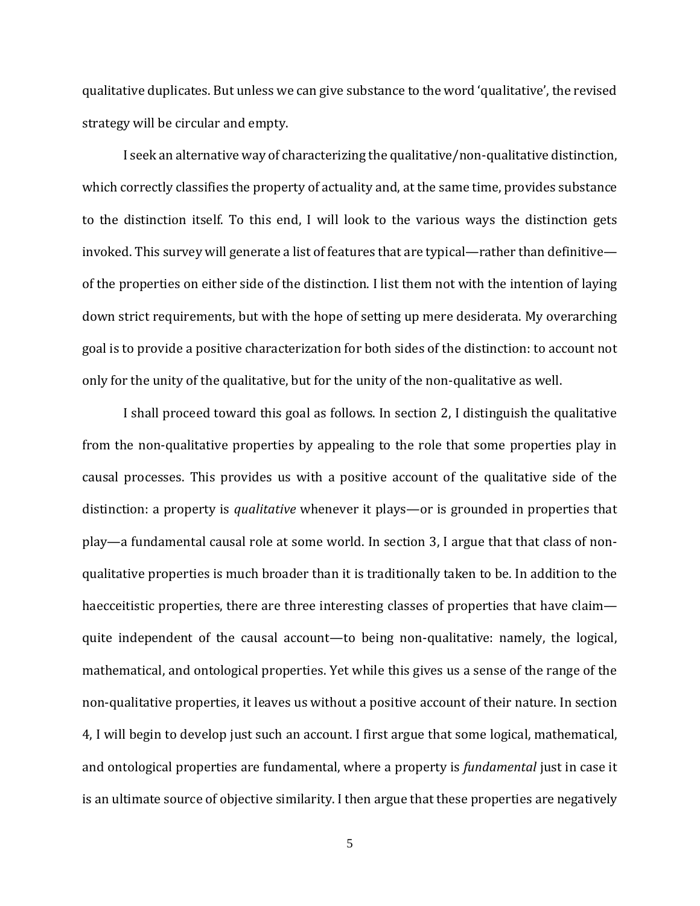qualitative duplicates. But unless we can give substance to the word 'qualitative', the revised strategy will be circular and empty.

I seek an alternative way of characterizing the qualitative/non-qualitative distinction, which correctly classifies the property of actuality and, at the same time, provides substance to the distinction itself. To this end, I will look to the various ways the distinction gets invoked. This survey will generate a list of features that are typical—rather than definitive—of the properties on either side of the distinction. I list them not with the intention of laying down strict requirements, but with the hope of setting up mere desiderata. My overarching goal is to provide a positive characterization for both sides of the distinction: to account not only for the unity of the qualitative, but for the unity of the non-qualitative as well.

I shall proceed toward this goal as follows. In section 2, I distinguish the qualitative from the non-qualitative properties by appealing to the role that some properties play in causal processes. This provides us with a positive account of the qualitative side of the distinction: a property is *qualitative* whenever it plays—or is grounded in properties that play—a fundamental causal role at some world. In section 3, I argue that that class of non-qualitative properties is much broader than it is traditionally taken to be. In addition to the haecceitistic properties, there are three interesting classes of properties that have claim—quite independent of the causal account—to being non-qualitative: namely, the logical, mathematical, and ontological properties. Yet while this gives us a sense of the range of the non-qualitative properties, it leaves us without a positive account of their nature. In section 4, I will begin to develop just such an account. I first argue that some logical, mathematical, and ontological properties are fundamental, where a property is *fundamental* just in case it is an ultimate source of objective similarity. I then argue that these properties are negatively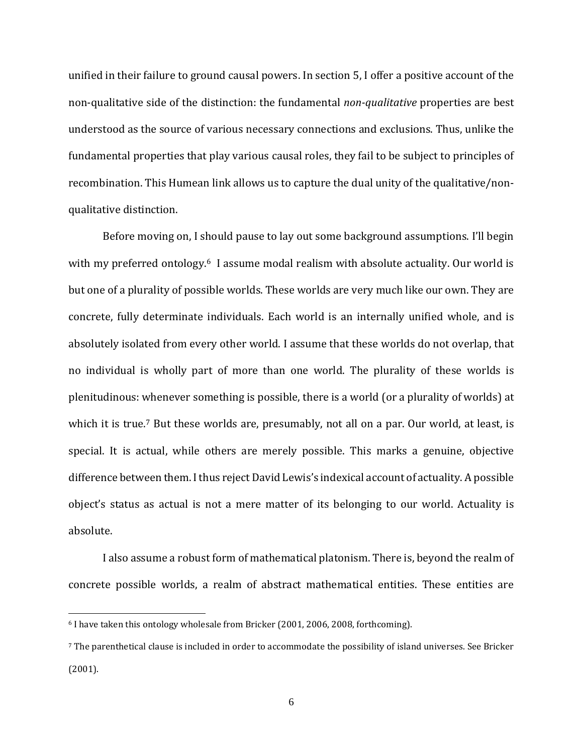unified in their failure to ground causal powers. In section 5, I offer a positive account of the non-qualitative side of the distinction: the fundamental *non-qualitative* properties are best understood as the source of various necessary connections and exclusions. Thus, unlike the fundamental properties that play various causal roles, they fail to be subject to principles of recombination. This Humean link allows us to capture the dual unity of the qualitative/non-qualitative distinction.

Before moving on, I should pause to lay out some background assumptions. I'll begin with my preferred ontology.[6] I assume modal realism with absolute actuality. Our world is but one of a plurality of possible worlds. These worlds are very much like our own. They are concrete, fully determinate individuals. Each world is an internally unified whole, and is absolutely isolated from every other world. I assume that these worlds do not overlap, that no individual is wholly part of more than one world. The plurality of these worlds is plenitudinous: whenever something is possible, there is a world (or a plurality of worlds) at which it is true.[7] But these worlds are, presumably, not all on a par. Our world, at least, is special. It is actual, while others are merely possible. This marks a genuine, objective difference between them. I thus reject David Lewis's indexical account of actuality. A possible object's status as actual is not a mere matter of its belonging to our world. Actuality is absolute.

I also assume a robust form of mathematical platonism. There is, beyond the realm of concrete possible worlds, a realm of abstract mathematical entities. These entities are

[6] I have taken this ontology wholesale from Bricker (2001, 2006, 2008, forthcoming).

[7] The parenthetical clause is included in order to accommodate the possibility of island universes. See Bricker (2001).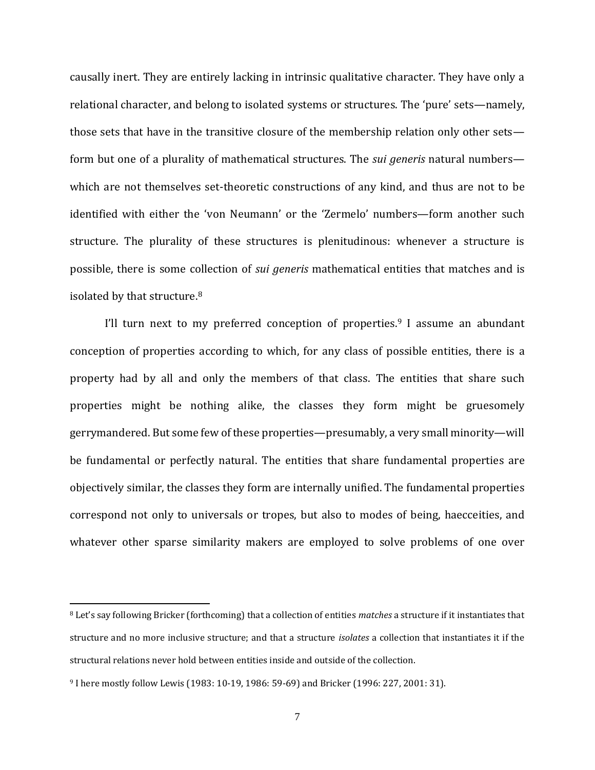causally inert. They are entirely lacking in intrinsic qualitative character. They have only a relational character, and belong to isolated systems or structures. The 'pure' sets—namely, those sets that have in the transitive closure of the membership relation only other sets—form but one of a plurality of mathematical structures. The *sui generis* natural numbers—which are not themselves set-theoretic constructions of any kind, and thus are not to be identified with either the 'von Neumann' or the 'Zermelo' numbers—form another such structure. The plurality of these structures is plenitudinous: whenever a structure is possible, there is some collection of *sui generis* mathematical entities that matches and is isolated by that structure.[8]

I'll turn next to my preferred conception of properties.[9] I assume an abundant conception of properties according to which, for any class of possible entities, there is a property had by all and only the members of that class. The entities that share such properties might be nothing alike, the classes they form might be gruesomely gerrymandered. But some few of these properties—presumably, a very small minority—will be fundamental or perfectly natural. The entities that share fundamental properties are objectively similar, the classes they form are internally unified. The fundamental properties correspond not only to universals or tropes, but also to modes of being, haecceities, and whatever other sparse similarity makers are employed to solve problems of one over

---

[8] Let's say following Bricker (forthcoming) that a collection of entities *matches* a structure if it instantiates that structure and no more inclusive structure; and that a structure *isolates* a collection that instantiates it if the structural relations never hold between entities inside and outside of the collection.

[9] I here mostly follow Lewis (1983: 10-19, 1986: 59-69) and Bricker (1996: 227, 2001: 31).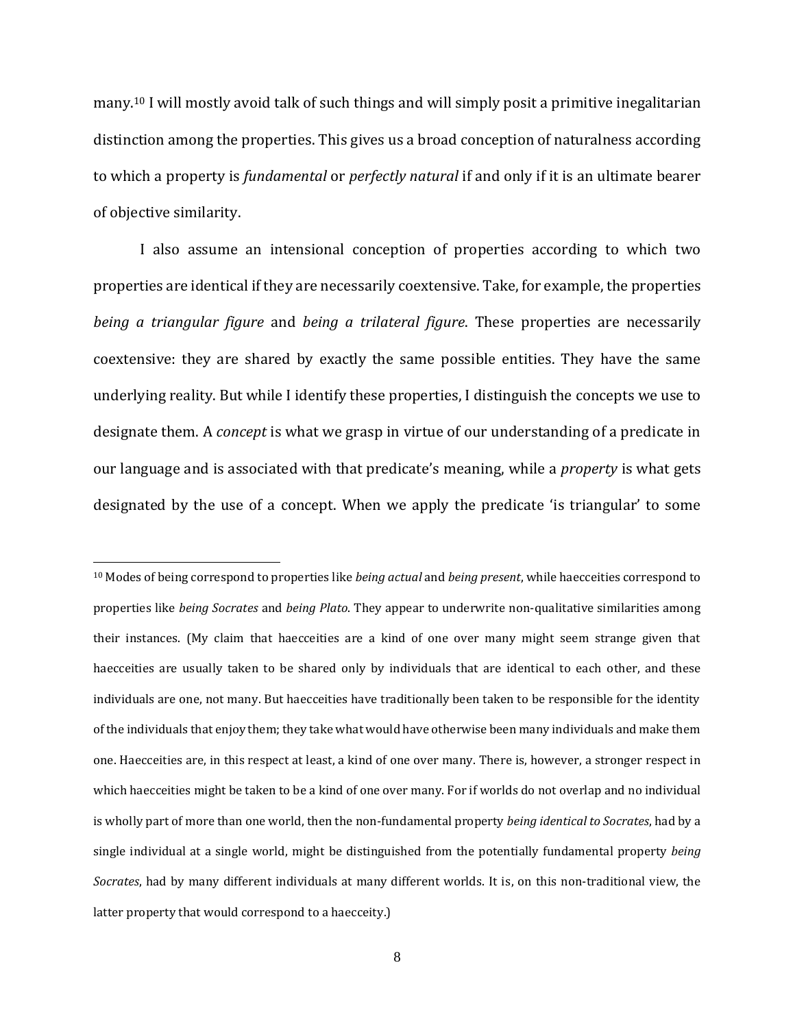many.[10] I will mostly avoid talk of such things and will simply posit a primitive inegalitarian distinction among the properties. This gives us a broad conception of naturalness according to which a property is *fundamental* or *perfectly natural* if and only if it is an ultimate bearer of objective similarity.

I also assume an intensional conception of properties according to which two properties are identical if they are necessarily coextensive. Take, for example, the properties *being a triangular figure* and *being a trilateral figure*. These properties are necessarily coextensive: they are shared by exactly the same possible entities. They have the same underlying reality. But while I identify these properties, I distinguish the concepts we use to designate them. A *concept* is what we grasp in virtue of our understanding of a predicate in our language and is associated with that predicate's meaning, while a *property* is what gets designated by the use of a concept. When we apply the predicate 'is triangular' to some

---

[10] Modes of being correspond to properties like *being actual* and *being present*, while haecceities correspond to properties like *being Socrates* and *being Plato*. They appear to underwrite non-qualitative similarities among their instances. (My claim that haecceities are a kind of one over many might seem strange given that haecceities are usually taken to be shared only by individuals that are identical to each other, and these individuals are one, not many. But haecceities have traditionally been taken to be responsible for the identity of the individuals that enjoy them; they take what would have otherwise been many individuals and make them one. Haecceities are, in this respect at least, a kind of one over many. There is, however, a stronger respect in which haecceities might be taken to be a kind of one over many. For if worlds do not overlap and no individual is wholly part of more than one world, then the non-fundamental property *being identical to Socrates*, had by a single individual at a single world, might be distinguished from the potentially fundamental property *being Socrates*, had by many different individuals at many different worlds. It is, on this non-traditional view, the latter property that would correspond to a haecceity.)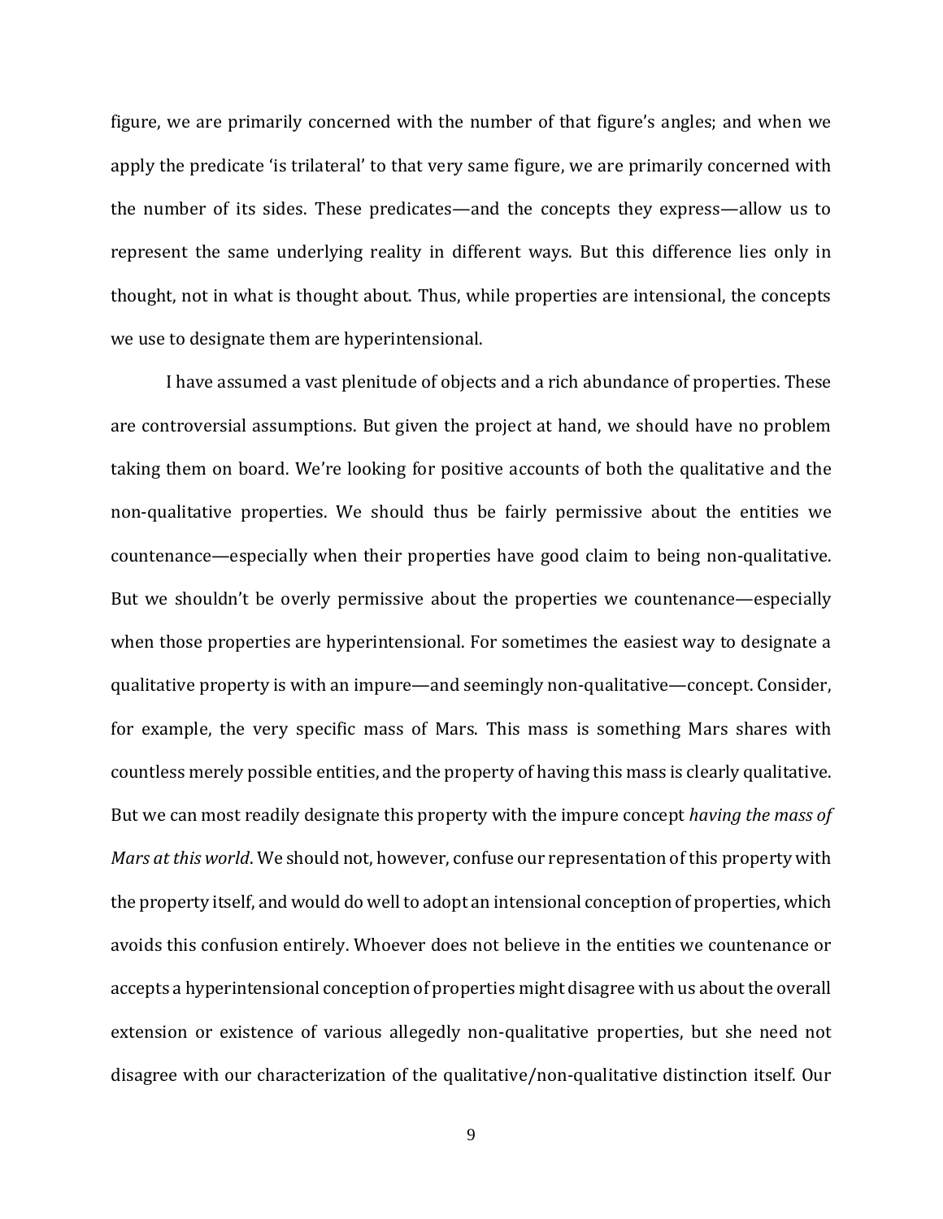figure, we are primarily concerned with the number of that figure's angles; and when we apply the predicate 'is trilateral' to that very same figure, we are primarily concerned with the number of its sides. These predicates—and the concepts they express—allow us to represent the same underlying reality in different ways. But this difference lies only in thought, not in what is thought about. Thus, while properties are intensional, the concepts we use to designate them are hyperintensional.

I have assumed a vast plenitude of objects and a rich abundance of properties. These are controversial assumptions. But given the project at hand, we should have no problem taking them on board. We're looking for positive accounts of both the qualitative and the non-qualitative properties. We should thus be fairly permissive about the entities we countenance—especially when their properties have good claim to being non-qualitative. But we shouldn't be overly permissive about the properties we countenance—especially when those properties are hyperintensional. For sometimes the easiest way to designate a qualitative property is with an impure—and seemingly non-qualitative—concept. Consider, for example, the very specific mass of Mars. This mass is something Mars shares with countless merely possible entities, and the property of having this mass is clearly qualitative. But we can most readily designate this property with the impure concept *having the mass of Mars at this world*. We should not, however, confuse our representation of this property with the property itself, and would do well to adopt an intensional conception of properties, which avoids this confusion entirely. Whoever does not believe in the entities we countenance or accepts a hyperintensional conception of properties might disagree with us about the overall extension or existence of various allegedly non-qualitative properties, but she need not disagree with our characterization of the qualitative/non-qualitative distinction itself. Our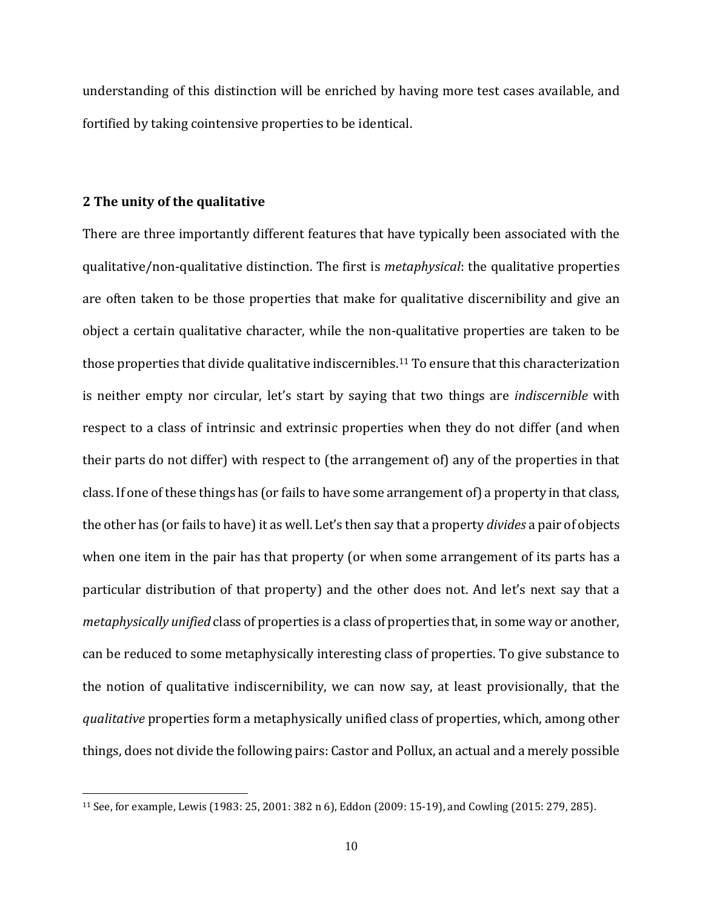understanding of this distinction will be enriched by having more test cases available, and fortified by taking cointensive properties to be identical.

## 2 The unity of the qualitative

There are three importantly different features that have typically been associated with the qualitative/non-qualitative distinction. The first is *metaphysical*: the qualitative properties are often taken to be those properties that make for qualitative discernibility and give an object a certain qualitative character, while the non-qualitative properties are taken to be those properties that divide qualitative indiscernibles.[11] To ensure that this characterization is neither empty nor circular, let's start by saying that two things are *indiscernible* with respect to a class of intrinsic and extrinsic properties when they do not differ (and when their parts do not differ) with respect to (the arrangement of) any of the properties in that class. If one of these things has (or fails to have some arrangement of) a property in that class, the other has (or fails to have) it as well. Let's then say that a property *divides* a pair of objects when one item in the pair has that property (or when some arrangement of its parts has a particular distribution of that property) and the other does not. And let's next say that a *metaphysically unified* class of properties is a class of properties that, in some way or another, can be reduced to some metaphysically interesting class of properties. To give substance to the notion of qualitative indiscernibility, we can now say, at least provisionally, that the *qualitative* properties form a metaphysically unified class of properties, which, among other things, does not divide the following pairs: Castor and Pollux, an actual and a merely possible

[11] See, for example, Lewis (1983: 25, 2001: 382 n 6), Eddon (2009: 15-19), and Cowling (2015: 279, 285).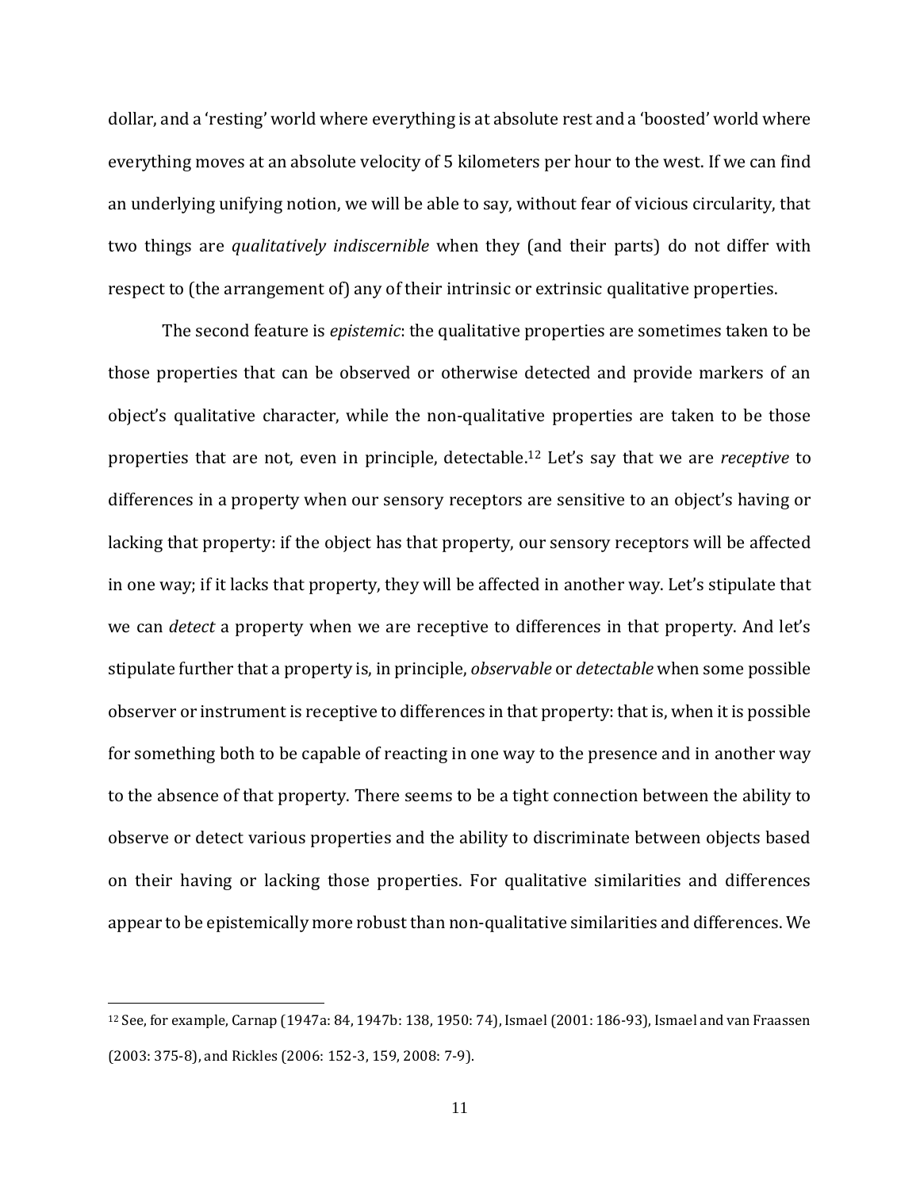dollar, and a 'resting' world where everything is at absolute rest and a 'boosted' world where everything moves at an absolute velocity of 5 kilometers per hour to the west. If we can find an underlying unifying notion, we will be able to say, without fear of vicious circularity, that two things are *qualitatively indiscernible* when they (and their parts) do not differ with respect to (the arrangement of) any of their intrinsic or extrinsic qualitative properties.

The second feature is *epistemic*: the qualitative properties are sometimes taken to be those properties that can be observed or otherwise detected and provide markers of an object's qualitative character, while the non-qualitative properties are taken to be those properties that are not, even in principle, detectable.[12] Let's say that we are *receptive* to differences in a property when our sensory receptors are sensitive to an object's having or lacking that property: if the object has that property, our sensory receptors will be affected in one way; if it lacks that property, they will be affected in another way. Let's stipulate that we can *detect* a property when we are receptive to differences in that property. And let's stipulate further that a property is, in principle, *observable* or *detectable* when some possible observer or instrument is receptive to differences in that property: that is, when it is possible for something both to be capable of reacting in one way to the presence and in another way to the absence of that property. There seems to be a tight connection between the ability to observe or detect various properties and the ability to discriminate between objects based on their having or lacking those properties. For qualitative similarities and differences appear to be epistemically more robust than non-qualitative similarities and differences. We

[12] See, for example, Carnap (1947a: 84, 1947b: 138, 1950: 74), Ismael (2001: 186-93), Ismael and van Fraassen (2003: 375-8), and Rickles (2006: 152-3, 159, 2008: 7-9).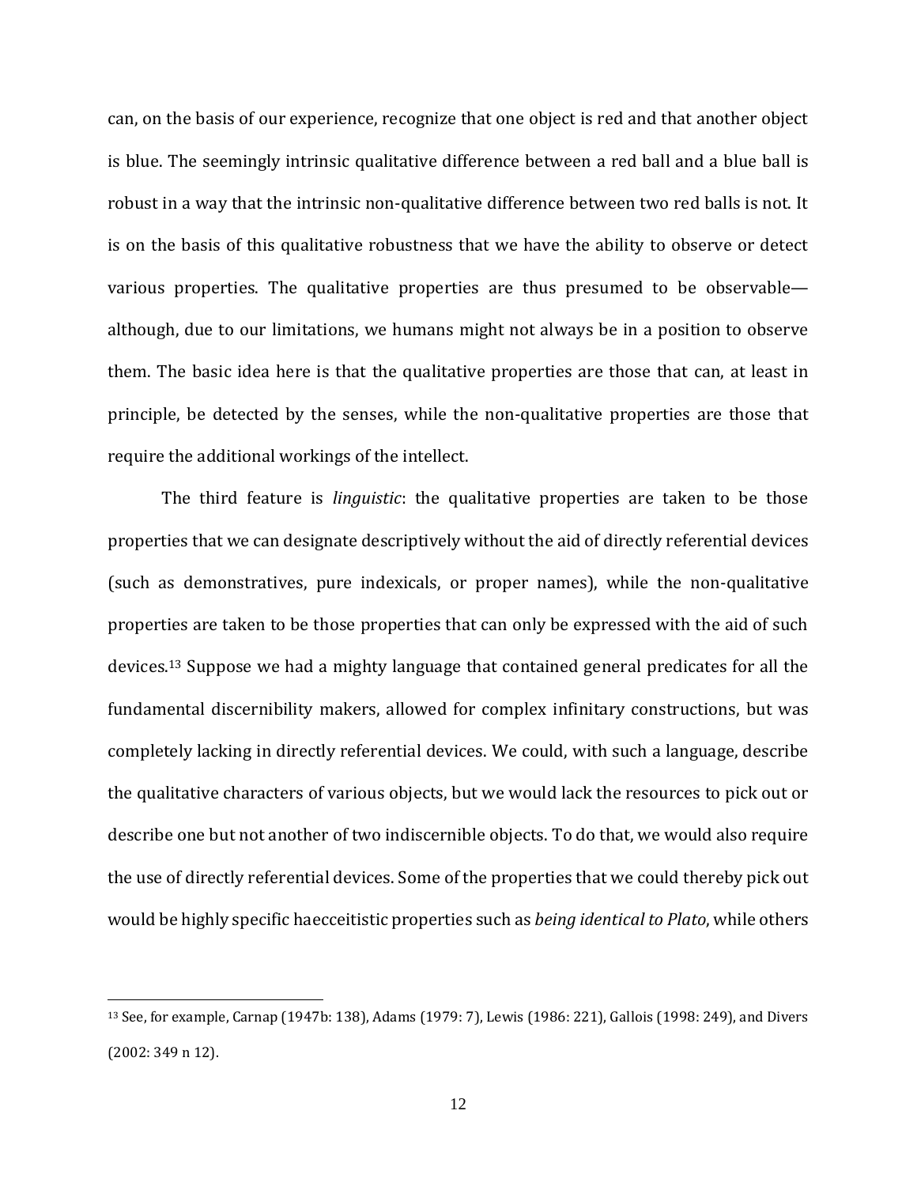can, on the basis of our experience, recognize that one object is red and that another object is blue. The seemingly intrinsic qualitative difference between a red ball and a blue ball is robust in a way that the intrinsic non-qualitative difference between two red balls is not. It is on the basis of this qualitative robustness that we have the ability to observe or detect various properties. The qualitative properties are thus presumed to be observable—although, due to our limitations, we humans might not always be in a position to observe them. The basic idea here is that the qualitative properties are those that can, at least in principle, be detected by the senses, while the non-qualitative properties are those that require the additional workings of the intellect.

The third feature is *linguistic*: the qualitative properties are taken to be those properties that we can designate descriptively without the aid of directly referential devices (such as demonstratives, pure indexicals, or proper names), while the non-qualitative properties are taken to be those properties that can only be expressed with the aid of such devices.[13] Suppose we had a mighty language that contained general predicates for all the fundamental discernibility makers, allowed for complex infinitary constructions, but was completely lacking in directly referential devices. We could, with such a language, describe the qualitative characters of various objects, but we would lack the resources to pick out or describe one but not another of two indiscernible objects. To do that, we would also require the use of directly referential devices. Some of the properties that we could thereby pick out would be highly specific haecceitistic properties such as *being identical to Plato*, while others

---

[13] See, for example, Carnap (1947b: 138), Adams (1979: 7), Lewis (1986: 221), Gallois (1998: 249), and Divers (2002: 349 n 12).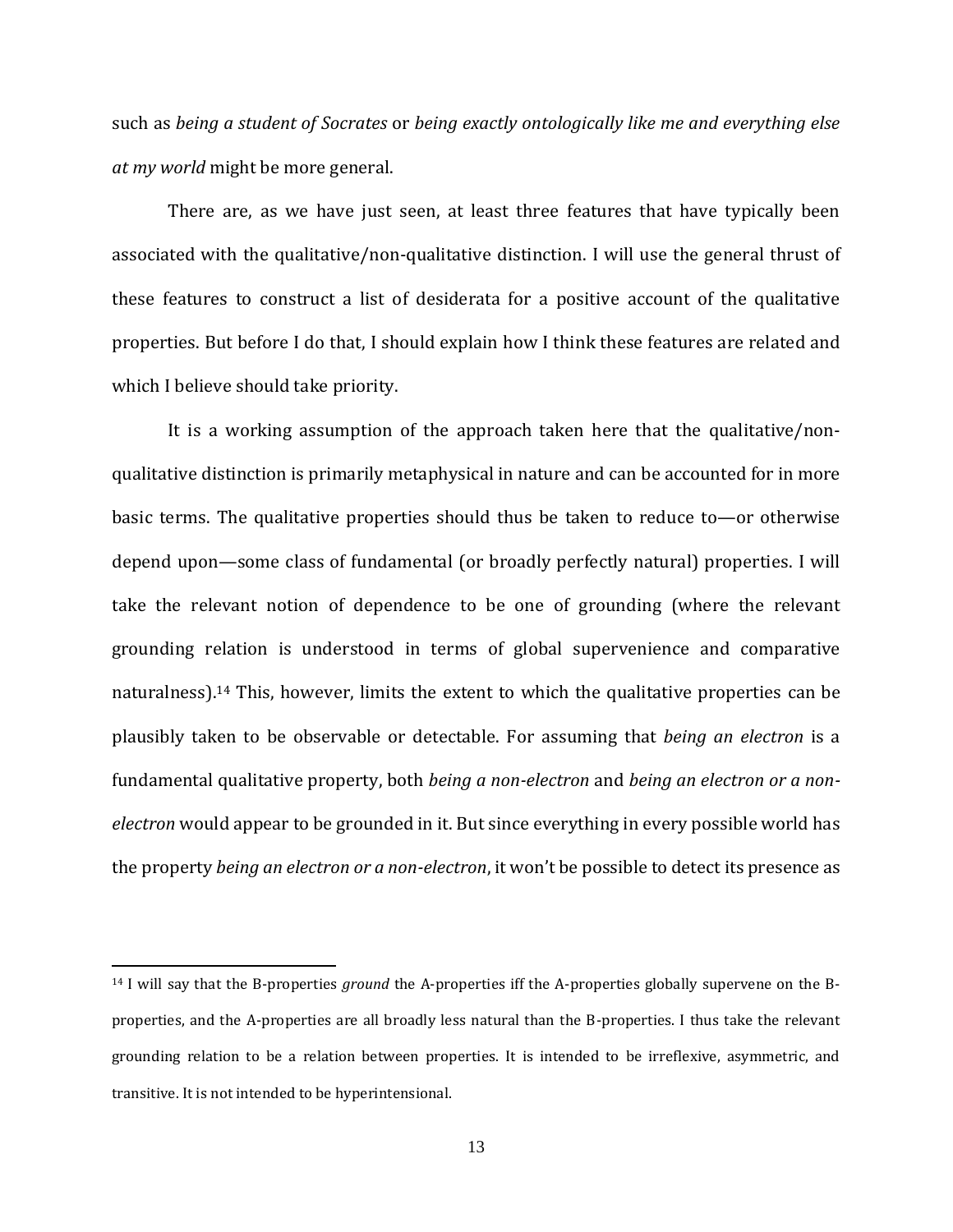such as *being a student of Socrates* or *being exactly ontologically like me and everything else at my world* might be more general.

There are, as we have just seen, at least three features that have typically been associated with the qualitative/non-qualitative distinction. I will use the general thrust of these features to construct a list of desiderata for a positive account of the qualitative properties. But before I do that, I should explain how I think these features are related and which I believe should take priority.

It is a working assumption of the approach taken here that the qualitative/non-qualitative distinction is primarily metaphysical in nature and can be accounted for in more basic terms. The qualitative properties should thus be taken to reduce to—or otherwise depend upon—some class of fundamental (or broadly perfectly natural) properties. I will take the relevant notion of dependence to be one of grounding (where the relevant grounding relation is understood in terms of global supervenience and comparative naturalness).[14] This, however, limits the extent to which the qualitative properties can be plausibly taken to be observable or detectable. For assuming that *being an electron* is a fundamental qualitative property, both *being a non-electron* and *being an electron or a non-electron* would appear to be grounded in it. But since everything in every possible world has the property *being an electron or a non-electron*, it won't be possible to detect its presence as

[14] I will say that the B-properties *ground* the A-properties iff the A-properties globally supervene on the B-properties, and the A-properties are all broadly less natural than the B-properties. I thus take the relevant grounding relation to be a relation between properties. It is intended to be irreflexive, asymmetric, and transitive. It is not intended to be hyperintensional.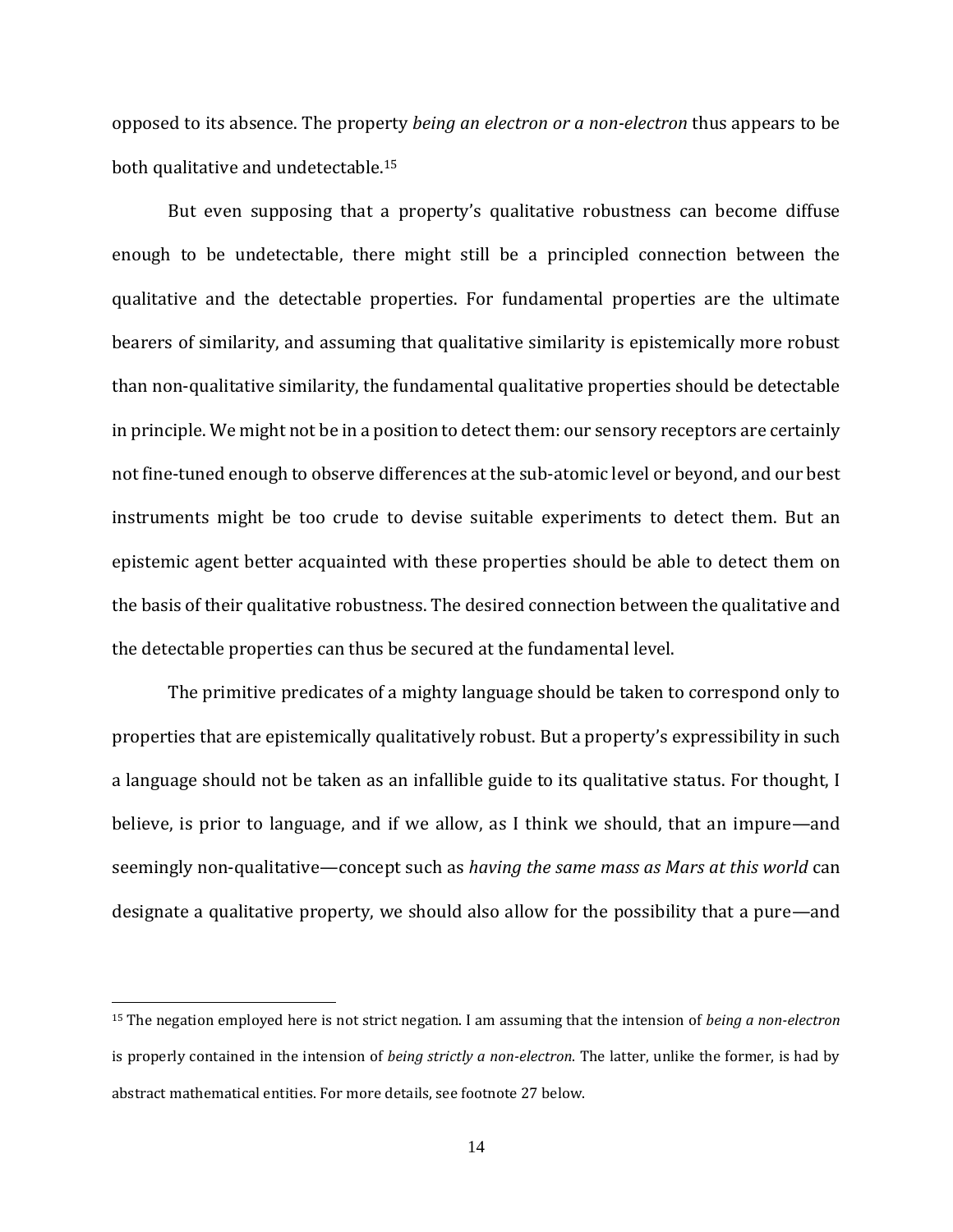opposed to its absence. The property *being an electron or a non-electron* thus appears to be both qualitative and undetectable.[15]

But even supposing that a property's qualitative robustness can become diffuse enough to be undetectable, there might still be a principled connection between the qualitative and the detectable properties. For fundamental properties are the ultimate bearers of similarity, and assuming that qualitative similarity is epistemically more robust than non-qualitative similarity, the fundamental qualitative properties should be detectable in principle. We might not be in a position to detect them: our sensory receptors are certainly not fine-tuned enough to observe differences at the sub-atomic level or beyond, and our best instruments might be too crude to devise suitable experiments to detect them. But an epistemic agent better acquainted with these properties should be able to detect them on the basis of their qualitative robustness. The desired connection between the qualitative and the detectable properties can thus be secured at the fundamental level.

The primitive predicates of a mighty language should be taken to correspond only to properties that are epistemically qualitatively robust. But a property's expressibility in such a language should not be taken as an infallible guide to its qualitative status. For thought, I believe, is prior to language, and if we allow, as I think we should, that an impure—and seemingly non-qualitative—concept such as *having the same mass as Mars at this world* can designate a qualitative property, we should also allow for the possibility that a pure—and

[15] The negation employed here is not strict negation. I am assuming that the intension of *being a non-electron* is properly contained in the intension of *being strictly a non-electron*. The latter, unlike the former, is had by abstract mathematical entities. For more details, see footnote 27 below.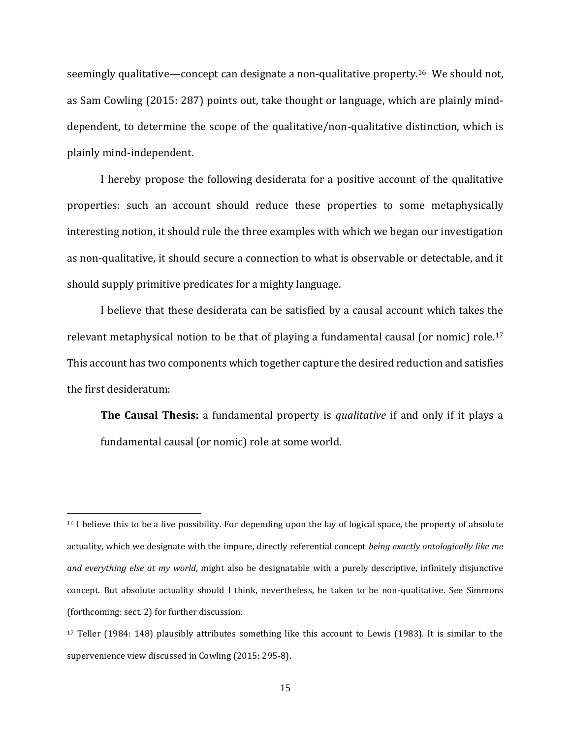seemingly qualitative—concept can designate a non-qualitative property.[16] We should not, as Sam Cowling (2015: 287) points out, take thought or language, which are plainly mind-dependent, to determine the scope of the qualitative/non-qualitative distinction, which is plainly mind-independent.

I hereby propose the following desiderata for a positive account of the qualitative properties: such an account should reduce these properties to some metaphysically interesting notion, it should rule the three examples with which we began our investigation as non-qualitative, it should secure a connection to what is observable or detectable, and it should supply primitive predicates for a mighty language.

I believe that these desiderata can be satisfied by a causal account which takes the relevant metaphysical notion to be that of playing a fundamental causal (or nomic) role.[17] This account has two components which together capture the desired reduction and satisfies the first desideratum:

> **The Causal Thesis:** a fundamental property is *qualitative* if and only if it plays a fundamental causal (or nomic) role at some world.

---

[16] I believe this to be a live possibility. For depending upon the lay of logical space, the property of absolute actuality, which we designate with the impure, directly referential concept *being exactly ontologically like me and everything else at my world*, might also be designatable with a purely descriptive, infinitely disjunctive concept. But absolute actuality should I think, nevertheless, be taken to be non-qualitative. See Simmons (forthcoming: sect. 2) for further discussion.

[17] Teller (1984: 148) plausibly attributes something like this account to Lewis (1983). It is similar to the supervenience view discussed in Cowling (2015: 295-8).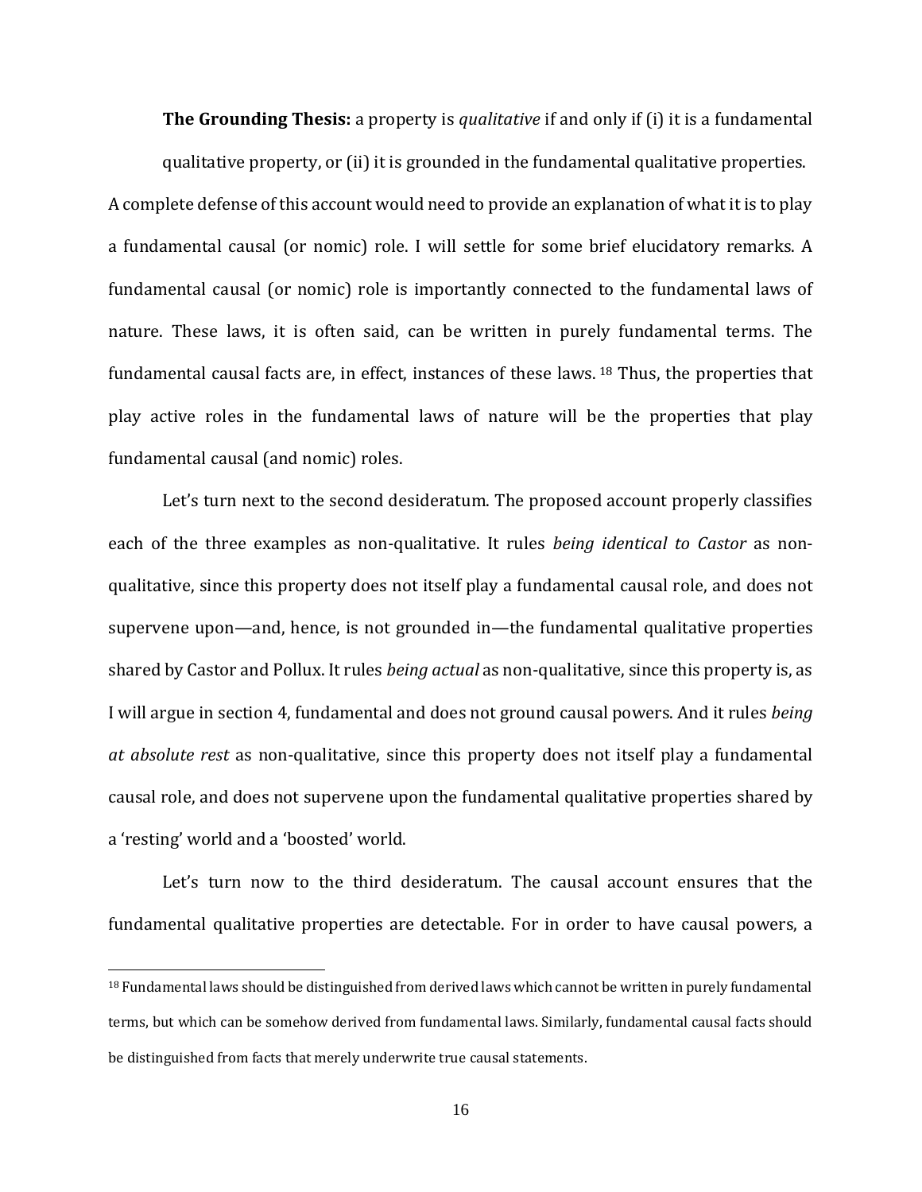**The Grounding Thesis:** a property is *qualitative* if and only if (i) it is a fundamental qualitative property, or (ii) it is grounded in the fundamental qualitative properties.

A complete defense of this account would need to provide an explanation of what it is to play a fundamental causal (or nomic) role. I will settle for some brief elucidatory remarks. A fundamental causal (or nomic) role is importantly connected to the fundamental laws of nature. These laws, it is often said, can be written in purely fundamental terms. The fundamental causal facts are, in effect, instances of these laws.[18] Thus, the properties that play active roles in the fundamental laws of nature will be the properties that play fundamental causal (and nomic) roles.

Let's turn next to the second desideratum. The proposed account properly classifies each of the three examples as non-qualitative. It rules *being identical to Castor* as non-qualitative, since this property does not itself play a fundamental causal role, and does not supervene upon—and, hence, is not grounded in—the fundamental qualitative properties shared by Castor and Pollux. It rules *being actual* as non-qualitative, since this property is, as I will argue in section 4, fundamental and does not ground causal powers. And it rules *being at absolute rest* as non-qualitative, since this property does not itself play a fundamental causal role, and does not supervene upon the fundamental qualitative properties shared by a 'resting' world and a 'boosted' world.

Let's turn now to the third desideratum. The causal account ensures that the fundamental qualitative properties are detectable. For in order to have causal powers, a

[18] Fundamental laws should be distinguished from derived laws which cannot be written in purely fundamental terms, but which can be somehow derived from fundamental laws. Similarly, fundamental causal facts should be distinguished from facts that merely underwrite true causal statements.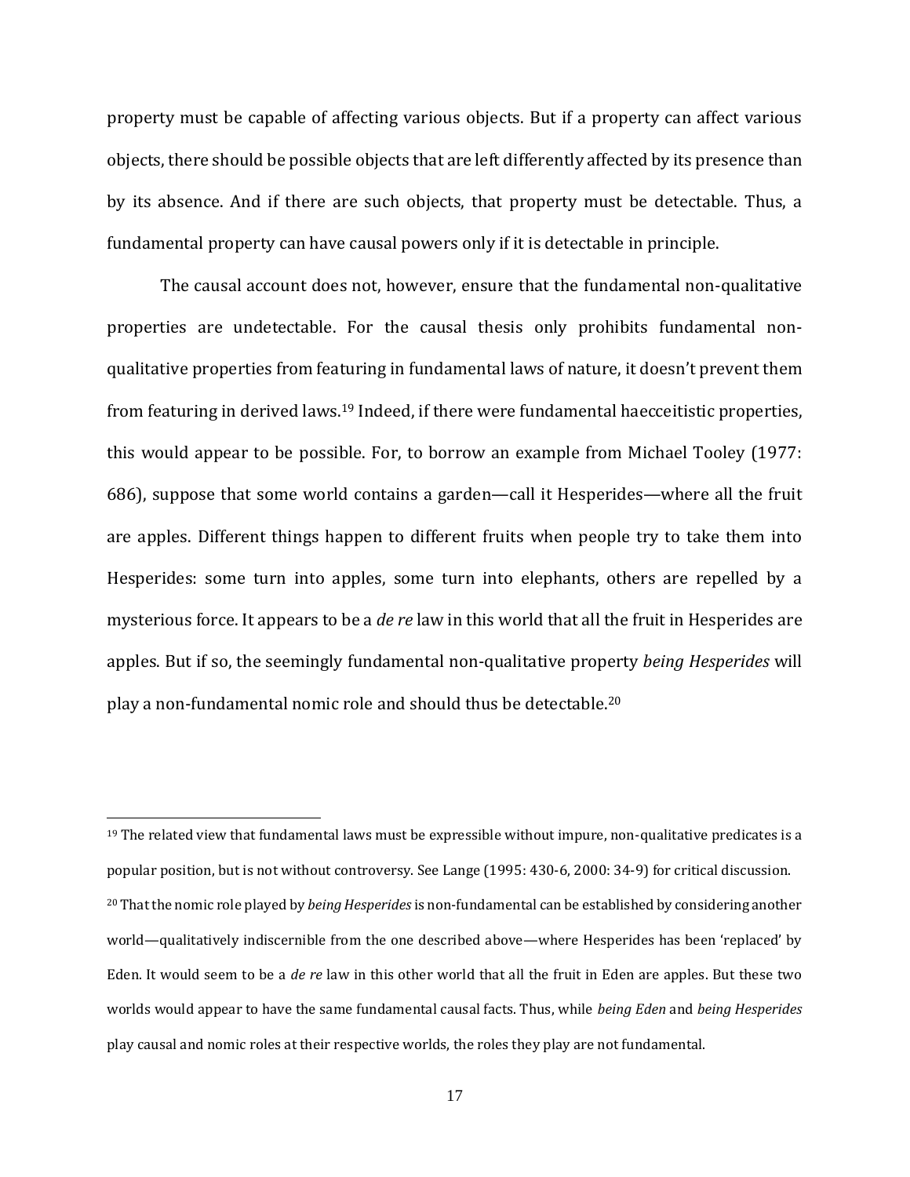property must be capable of affecting various objects. But if a property can affect various objects, there should be possible objects that are left differently affected by its presence than by its absence. And if there are such objects, that property must be detectable. Thus, a fundamental property can have causal powers only if it is detectable in principle.

The causal account does not, however, ensure that the fundamental non-qualitative properties are undetectable. For the causal thesis only prohibits fundamental non-qualitative properties from featuring in fundamental laws of nature, it doesn't prevent them from featuring in derived laws.[19] Indeed, if there were fundamental haecceitistic properties, this would appear to be possible. For, to borrow an example from Michael Tooley (1977: 686), suppose that some world contains a garden—call it Hesperides—where all the fruit are apples. Different things happen to different fruits when people try to take them into Hesperides: some turn into apples, some turn into elephants, others are repelled by a mysterious force. It appears to be a *de re* law in this world that all the fruit in Hesperides are apples. But if so, the seemingly fundamental non-qualitative property *being Hesperides* will play a non-fundamental nomic role and should thus be detectable.[20]

---

[19] The related view that fundamental laws must be expressible without impure, non-qualitative predicates is a popular position, but is not without controversy. See Lange (1995: 430-6, 2000: 34-9) for critical discussion.

[20] That the nomic role played by *being Hesperides* is non-fundamental can be established by considering another world—qualitatively indiscernible from the one described above—where Hesperides has been 'replaced' by Eden. It would seem to be a *de re* law in this other world that all the fruit in Eden are apples. But these two worlds would appear to have the same fundamental causal facts. Thus, while *being Eden* and *being Hesperides* play causal and nomic roles at their respective worlds, the roles they play are not fundamental.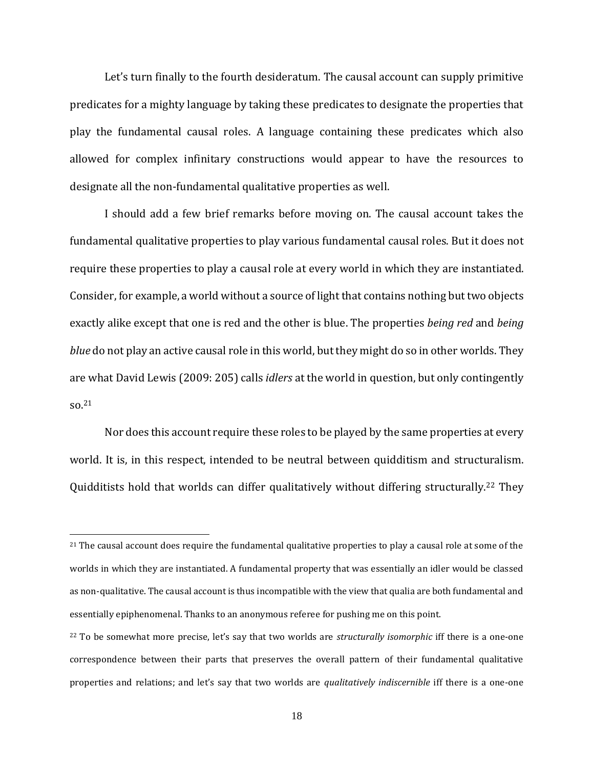Let's turn finally to the fourth desideratum. The causal account can supply primitive predicates for a mighty language by taking these predicates to designate the properties that play the fundamental causal roles. A language containing these predicates which also allowed for complex infinitary constructions would appear to have the resources to designate all the non-fundamental qualitative properties as well.

I should add a few brief remarks before moving on. The causal account takes the fundamental qualitative properties to play various fundamental causal roles. But it does not require these properties to play a causal role at every world in which they are instantiated. Consider, for example, a world without a source of light that contains nothing but two objects exactly alike except that one is red and the other is blue. The properties *being red* and *being blue* do not play an active causal role in this world, but they might do so in other worlds. They are what David Lewis (2009: 205) calls *idlers* at the world in question, but only contingently so.[21]

Nor does this account require these roles to be played by the same properties at every world. It is, in this respect, intended to be neutral between quidditism and structuralism. Quidditists hold that worlds can differ qualitatively without differing structurally.[22] They

---

[21] The causal account does require the fundamental qualitative properties to play a causal role at some of the worlds in which they are instantiated. A fundamental property that was essentially an idler would be classed as non-qualitative. The causal account is thus incompatible with the view that qualia are both fundamental and essentially epiphenomenal. Thanks to an anonymous referee for pushing me on this point.

[22] To be somewhat more precise, let's say that two worlds are *structurally isomorphic* iff there is a one-one correspondence between their parts that preserves the overall pattern of their fundamental qualitative properties and relations; and let's say that two worlds are *qualitatively indiscernible* iff there is a one-one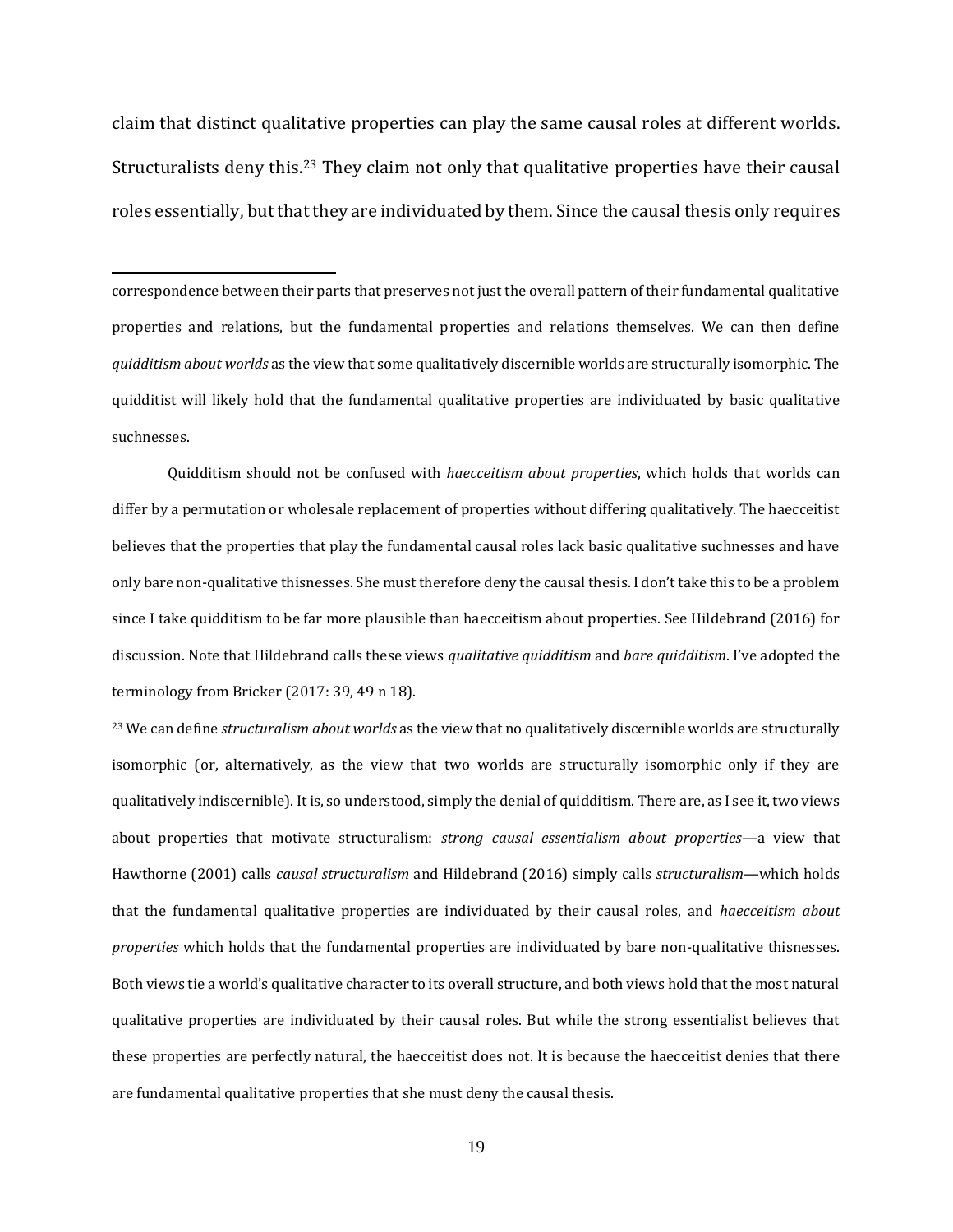claim that distinct qualitative properties can play the same causal roles at different worlds. Structuralists deny this.[23] They claim not only that qualitative properties have their causal roles essentially, but that they are individuated by them. Since the causal thesis only requires

---

correspondence between their parts that preserves not just the overall pattern of their fundamental qualitative properties and relations, but the fundamental properties and relations themselves. We can then define *quidditism about worlds* as the view that some qualitatively discernible worlds are structurally isomorphic. The quidditist will likely hold that the fundamental qualitative properties are individuated by basic qualitative suchnesses.

Quidditism should not be confused with *haecceitism about properties*, which holds that worlds can differ by a permutation or wholesale replacement of properties without differing qualitatively. The haecceitist believes that the properties that play the fundamental causal roles lack basic qualitative suchnesses and have only bare non-qualitative thisnesses. She must therefore deny the causal thesis. I don't take this to be a problem since I take quidditism to be far more plausible than haecceitism about properties. See Hildebrand (2016) for discussion. Note that Hildebrand calls these views *qualitative quidditism* and *bare quidditism*. I've adopted the terminology from Bricker (2017: 39, 49 n 18).

[23] We can define *structuralism about worlds* as the view that no qualitatively discernible worlds are structurally isomorphic (or, alternatively, as the view that two worlds are structurally isomorphic only if they are qualitatively indiscernible). It is, so understood, simply the denial of quidditism. There are, as I see it, two views about properties that motivate structuralism: *strong causal essentialism about properties*—a view that Hawthorne (2001) calls *causal structuralism* and Hildebrand (2016) simply calls *structuralism*—which holds that the fundamental qualitative properties are individuated by their causal roles, and *haecceitism about properties* which holds that the fundamental properties are individuated by bare non-qualitative thisnesses. Both views tie a world's qualitative character to its overall structure, and both views hold that the most natural qualitative properties are individuated by their causal roles. But while the strong essentialist believes that these properties are perfectly natural, the haecceitist does not. It is because the haecceitist denies that there are fundamental qualitative properties that she must deny the causal thesis.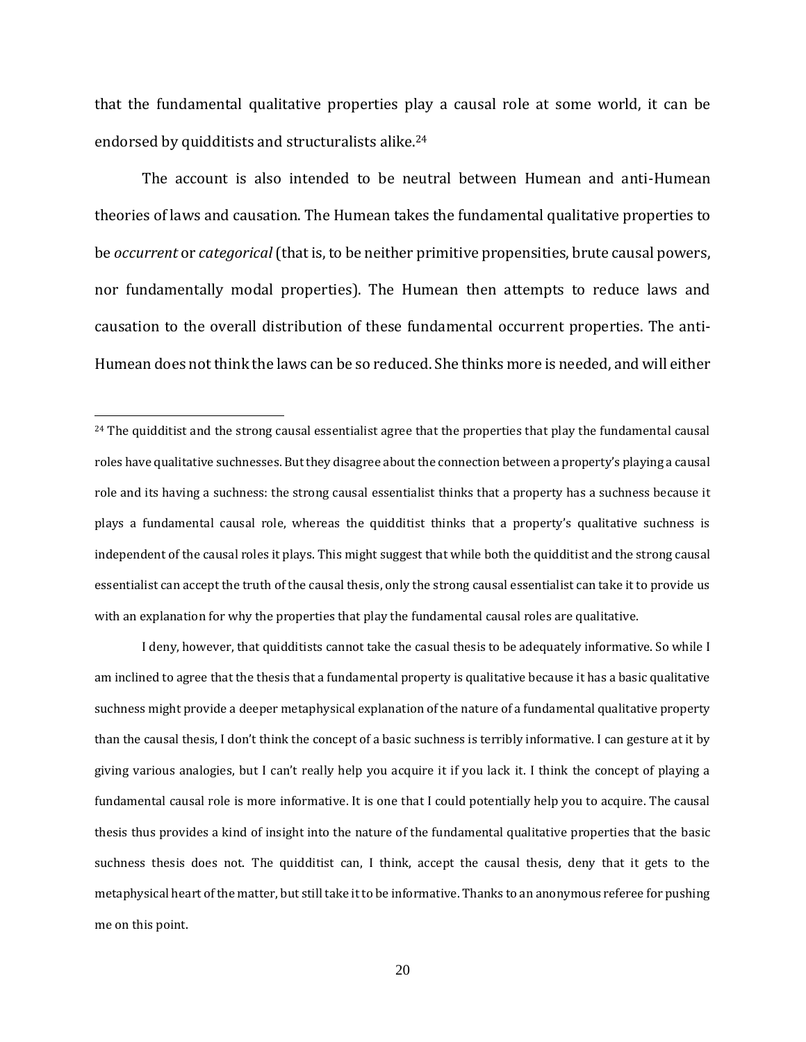that the fundamental qualitative properties play a causal role at some world, it can be endorsed by quidditists and structuralists alike.[24]

The account is also intended to be neutral between Humean and anti-Humean theories of laws and causation. The Humean takes the fundamental qualitative properties to be *occurrent* or *categorical* (that is, to be neither primitive propensities, brute causal powers, nor fundamentally modal properties). The Humean then attempts to reduce laws and causation to the overall distribution of these fundamental occurrent properties. The anti-Humean does not think the laws can be so reduced. She thinks more is needed, and will either

---

[24] The quidditist and the strong causal essentialist agree that the properties that play the fundamental causal roles have qualitative suchnesses. But they disagree about the connection between a property's playing a causal role and its having a suchness: the strong causal essentialist thinks that a property has a suchness because it plays a fundamental causal role, whereas the quidditist thinks that a property's qualitative suchness is independent of the causal roles it plays. This might suggest that while both the quidditist and the strong causal essentialist can accept the truth of the causal thesis, only the strong causal essentialist can take it to provide us with an explanation for why the properties that play the fundamental causal roles are qualitative.

I deny, however, that quidditists cannot take the casual thesis to be adequately informative. So while I am inclined to agree that the thesis that a fundamental property is qualitative because it has a basic qualitative suchness might provide a deeper metaphysical explanation of the nature of a fundamental qualitative property than the causal thesis, I don't think the concept of a basic suchness is terribly informative. I can gesture at it by giving various analogies, but I can't really help you acquire it if you lack it. I think the concept of playing a fundamental causal role is more informative. It is one that I could potentially help you to acquire. The causal thesis thus provides a kind of insight into the nature of the fundamental qualitative properties that the basic suchness thesis does not. The quidditist can, I think, accept the causal thesis, deny that it gets to the metaphysical heart of the matter, but still take it to be informative. Thanks to an anonymous referee for pushing me on this point.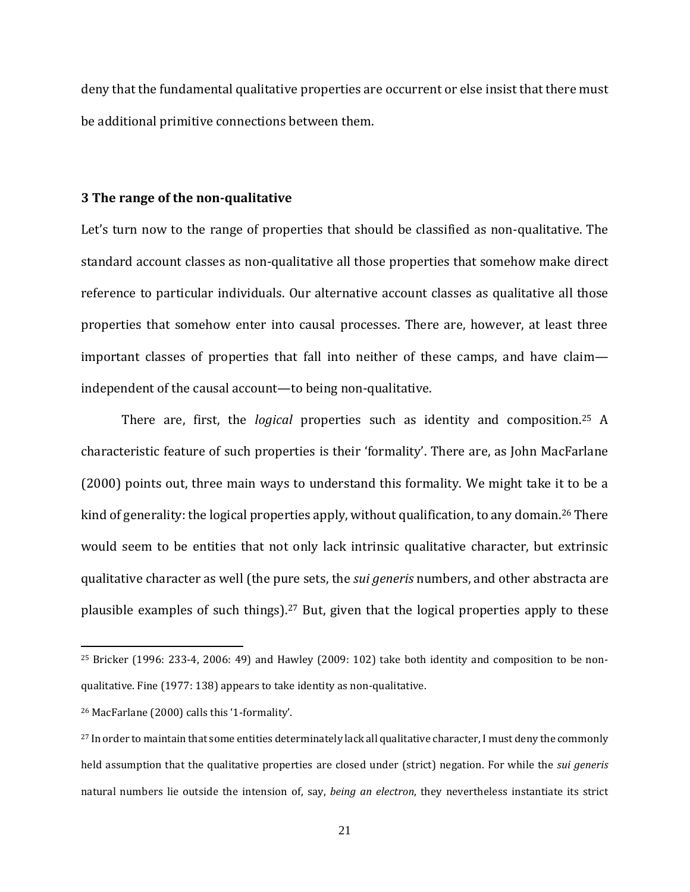deny that the fundamental qualitative properties are occurrent or else insist that there must be additional primitive connections between them.

## 3 The range of the non-qualitative

Let's turn now to the range of properties that should be classified as non-qualitative. The standard account classes as non-qualitative all those properties that somehow make direct reference to particular individuals. Our alternative account classes as qualitative all those properties that somehow enter into causal processes. There are, however, at least three important classes of properties that fall into neither of these camps, and have claim—independent of the causal account—to being non-qualitative.

There are, first, the *logical* properties such as identity and composition.[25] A characteristic feature of such properties is their 'formality'. There are, as John MacFarlane (2000) points out, three main ways to understand this formality. We might take it to be a kind of generality: the logical properties apply, without qualification, to any domain.[26] There would seem to be entities that not only lack intrinsic qualitative character, but extrinsic qualitative character as well (the pure sets, the *sui generis* numbers, and other abstracta are plausible examples of such things).[27] But, given that the logical properties apply to these

[25] Bricker (1996: 233-4, 2006: 49) and Hawley (2009: 102) take both identity and composition to be non-qualitative. Fine (1977: 138) appears to take identity as non-qualitative.

[26] MacFarlane (2000) calls this '1-formality'.

[27] In order to maintain that some entities determinately lack all qualitative character, I must deny the commonly held assumption that the qualitative properties are closed under (strict) negation. For while the *sui generis* natural numbers lie outside the intension of, say, *being an electron*, they nevertheless instantiate its strict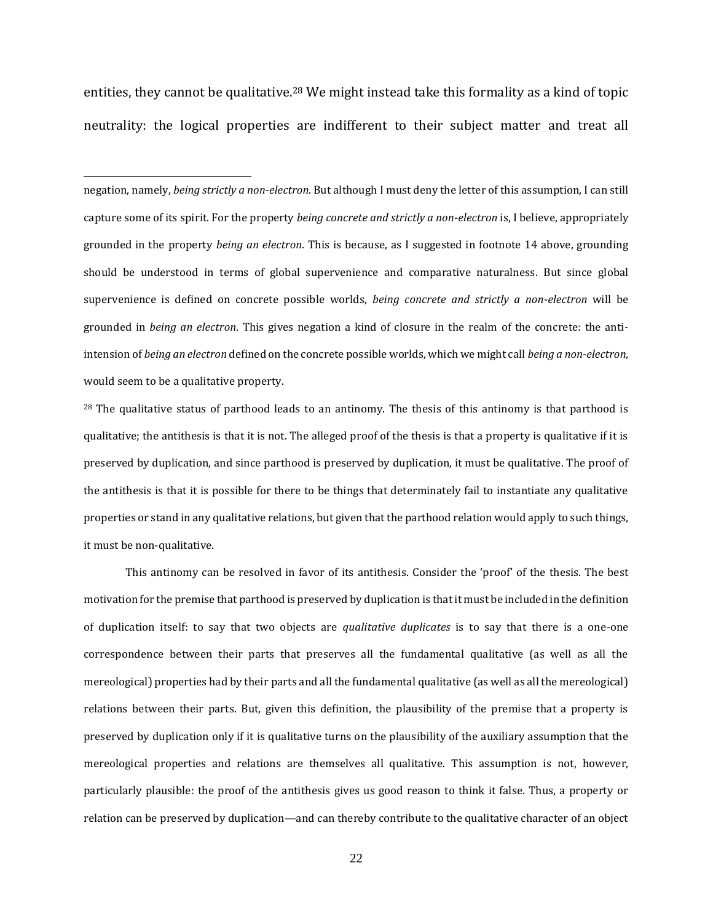entities, they cannot be qualitative.[28] We might instead take this formality as a kind of topic neutrality: the logical properties are indifferent to their subject matter and treat all

---

negation, namely, *being strictly a non-electron*. But although I must deny the letter of this assumption, I can still capture some of its spirit. For the property *being concrete and strictly a non-electron* is, I believe, appropriately grounded in the property *being an electron*. This is because, as I suggested in footnote 14 above, grounding should be understood in terms of global supervenience and comparative naturalness. But since global supervenience is defined on concrete possible worlds, *being concrete and strictly a non-electron* will be grounded in *being an electron*. This gives negation a kind of closure in the realm of the concrete: the anti-intension of *being an electron* defined on the concrete possible worlds, which we might call *being a non-electron*, would seem to be a qualitative property.

[28] The qualitative status of parthood leads to an antinomy. The thesis of this antinomy is that parthood is qualitative; the antithesis is that it is not. The alleged proof of the thesis is that a property is qualitative if it is preserved by duplication, and since parthood is preserved by duplication, it must be qualitative. The proof of the antithesis is that it is possible for there to be things that determinately fail to instantiate any qualitative properties or stand in any qualitative relations, but given that the parthood relation would apply to such things, it must be non-qualitative.

This antinomy can be resolved in favor of its antithesis. Consider the 'proof' of the thesis. The best motivation for the premise that parthood is preserved by duplication is that it must be included in the definition of duplication itself: to say that two objects are *qualitative duplicates* is to say that there is a one-one correspondence between their parts that preserves all the fundamental qualitative (as well as all the mereological) properties had by their parts and all the fundamental qualitative (as well as all the mereological) relations between their parts. But, given this definition, the plausibility of the premise that a property is preserved by duplication only if it is qualitative turns on the plausibility of the auxiliary assumption that the mereological properties and relations are themselves all qualitative. This assumption is not, however, particularly plausible: the proof of the antithesis gives us good reason to think it false. Thus, a property or relation can be preserved by duplication—and can thereby contribute to the qualitative character of an object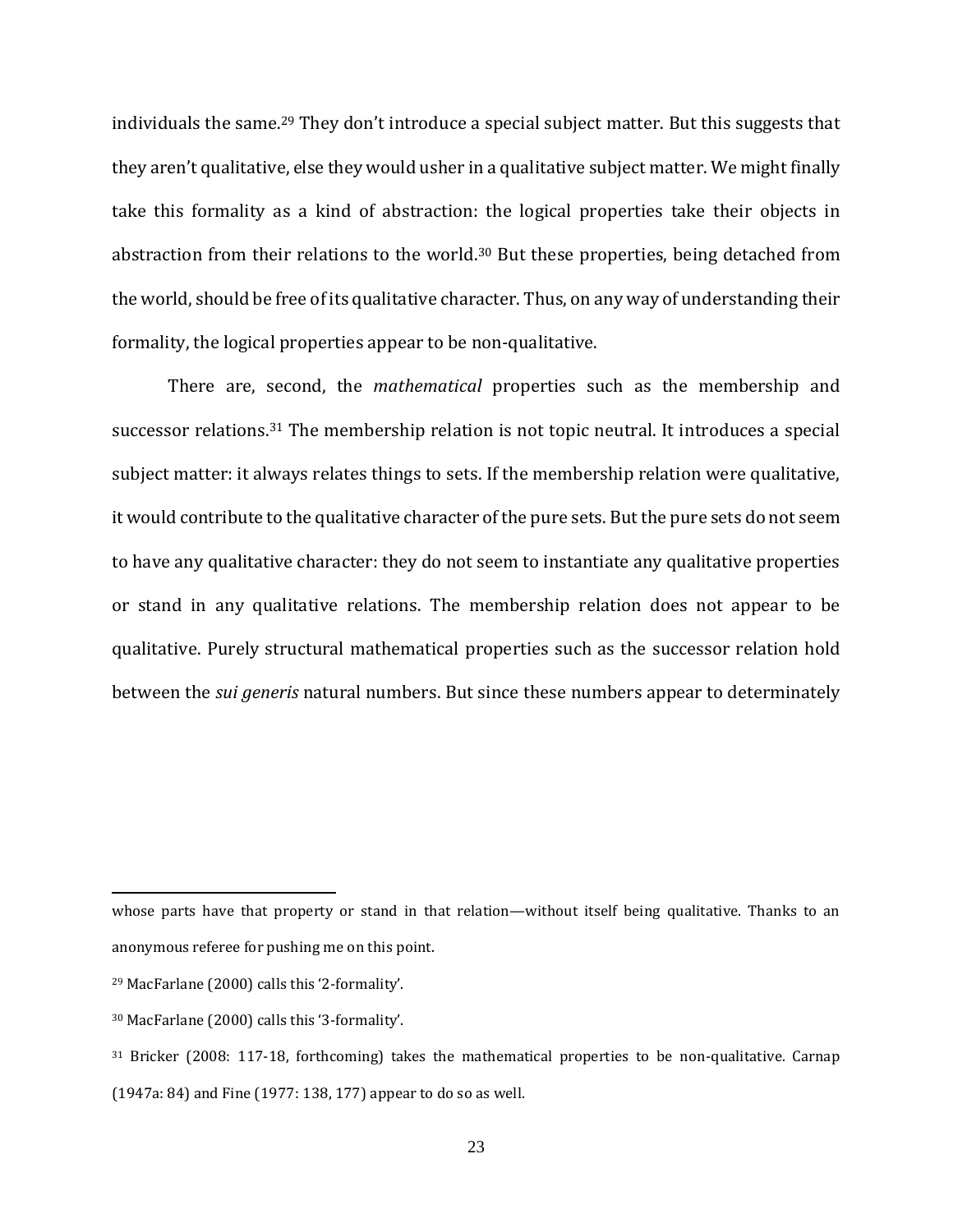individuals the same.[29] They don't introduce a special subject matter. But this suggests that they aren't qualitative, else they would usher in a qualitative subject matter. We might finally take this formality as a kind of abstraction: the logical properties take their objects in abstraction from their relations to the world.[30] But these properties, being detached from the world, should be free of its qualitative character. Thus, on any way of understanding their formality, the logical properties appear to be non-qualitative.

There are, second, the *mathematical* properties such as the membership and successor relations.[31] The membership relation is not topic neutral. It introduces a special subject matter: it always relates things to sets. If the membership relation were qualitative, it would contribute to the qualitative character of the pure sets. But the pure sets do not seem to have any qualitative character: they do not seem to instantiate any qualitative properties or stand in any qualitative relations. The membership relation does not appear to be qualitative. Purely structural mathematical properties such as the successor relation hold between the *sui generis* natural numbers. But since these numbers appear to determinately

---

whose parts have that property or stand in that relation—without itself being qualitative. Thanks to an anonymous referee for pushing me on this point.

[29] MacFarlane (2000) calls this '2-formality'.

[30] MacFarlane (2000) calls this '3-formality'.

[31] Bricker (2008: 117-18, forthcoming) takes the mathematical properties to be non-qualitative. Carnap (1947a: 84) and Fine (1977: 138, 177) appear to do so as well.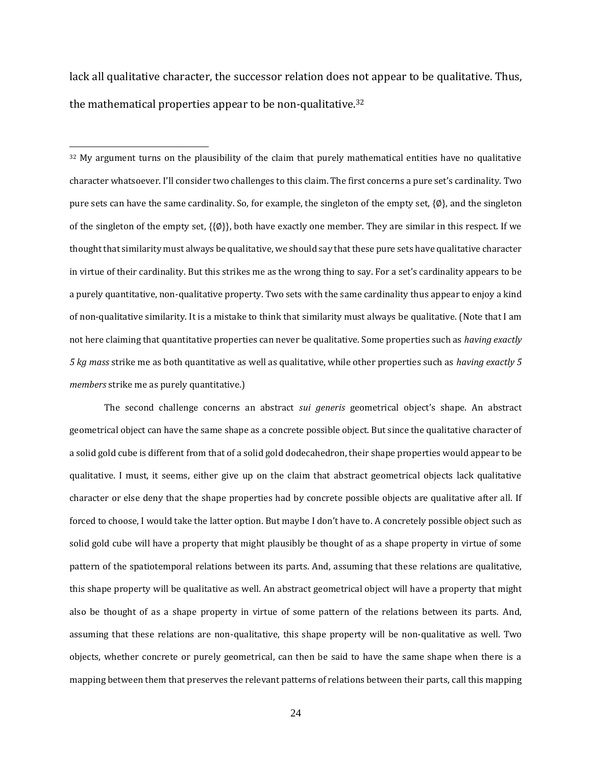lack all qualitative character, the successor relation does not appear to be qualitative. Thus, the mathematical properties appear to be non-qualitative.[32]

---

[32] My argument turns on the plausibility of the claim that purely mathematical entities have no qualitative character whatsoever. I'll consider two challenges to this claim. The first concerns a pure set's cardinality. Two pure sets can have the same cardinality. So, for example, the singleton of the empty set, {∅}, and the singleton of the singleton of the empty set, {{∅}}, both have exactly one member. They are similar in this respect. If we thought that similarity must always be qualitative, we should say that these pure sets have qualitative character in virtue of their cardinality. But this strikes me as the wrong thing to say. For a set's cardinality appears to be a purely quantitative, non-qualitative property. Two sets with the same cardinality thus appear to enjoy a kind of non-qualitative similarity. It is a mistake to think that similarity must always be qualitative. (Note that I am not here claiming that quantitative properties can never be qualitative. Some properties such as *having exactly 5 kg mass* strike me as both quantitative as well as qualitative, while other properties such as *having exactly 5 members* strike me as purely quantitative.)

The second challenge concerns an abstract *sui generis* geometrical object's shape. An abstract geometrical object can have the same shape as a concrete possible object. But since the qualitative character of a solid gold cube is different from that of a solid gold dodecahedron, their shape properties would appear to be qualitative. I must, it seems, either give up on the claim that abstract geometrical objects lack qualitative character or else deny that the shape properties had by concrete possible objects are qualitative after all. If forced to choose, I would take the latter option. But maybe I don't have to. A concretely possible object such as solid gold cube will have a property that might plausibly be thought of as a shape property in virtue of some pattern of the spatiotemporal relations between its parts. And, assuming that these relations are qualitative, this shape property will be qualitative as well. An abstract geometrical object will have a property that might also be thought of as a shape property in virtue of some pattern of the relations between its parts. And, assuming that these relations are non-qualitative, this shape property will be non-qualitative as well. Two objects, whether concrete or purely geometrical, can then be said to have the same shape when there is a mapping between them that preserves the relevant patterns of relations between their parts, call this mapping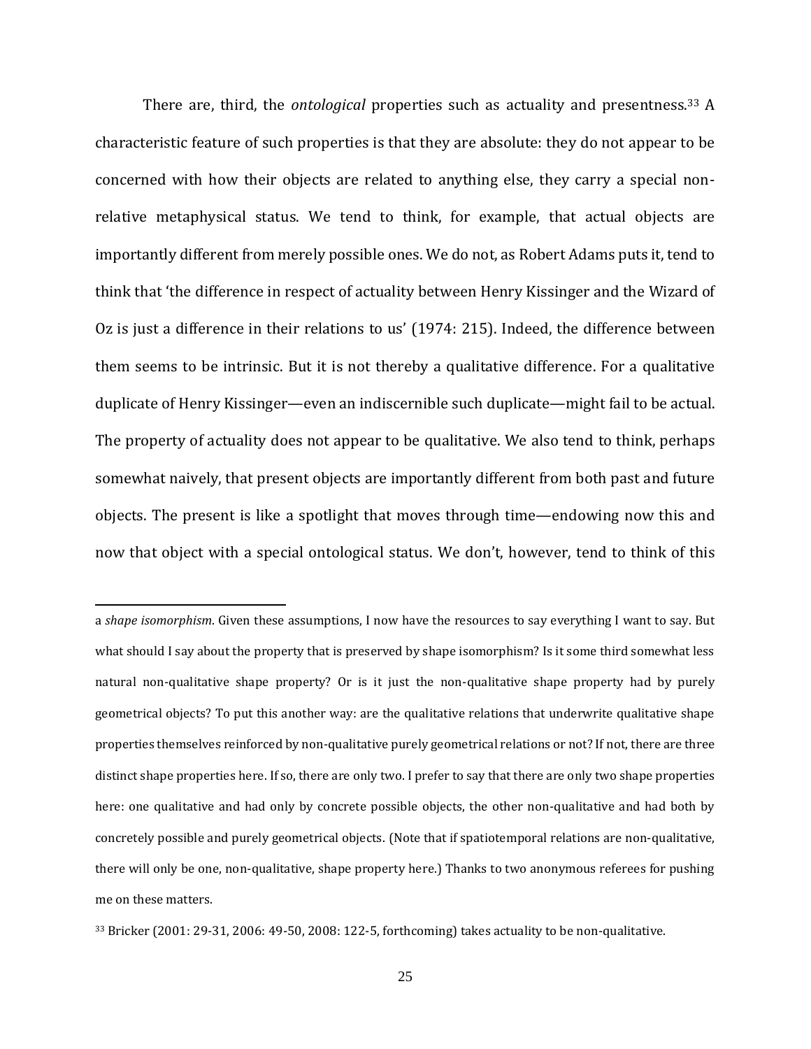There are, third, the *ontological* properties such as actuality and presentness.[33] A characteristic feature of such properties is that they are absolute: they do not appear to be concerned with how their objects are related to anything else, they carry a special non-relative metaphysical status. We tend to think, for example, that actual objects are importantly different from merely possible ones. We do not, as Robert Adams puts it, tend to think that 'the difference in respect of actuality between Henry Kissinger and the Wizard of Oz is just a difference in their relations to us' (1974: 215). Indeed, the difference between them seems to be intrinsic. But it is not thereby a qualitative difference. For a qualitative duplicate of Henry Kissinger—even an indiscernible such duplicate—might fail to be actual. The property of actuality does not appear to be qualitative. We also tend to think, perhaps somewhat naively, that present objects are importantly different from both past and future objects. The present is like a spotlight that moves through time—endowing now this and now that object with a special ontological status. We don't, however, tend to think of this

---

a *shape isomorphism*. Given these assumptions, I now have the resources to say everything I want to say. But what should I say about the property that is preserved by shape isomorphism? Is it some third somewhat less natural non-qualitative shape property? Or is it just the non-qualitative shape property had by purely geometrical objects? To put this another way: are the qualitative relations that underwrite qualitative shape properties themselves reinforced by non-qualitative purely geometrical relations or not? If not, there are three distinct shape properties here. If so, there are only two. I prefer to say that there are only two shape properties here: one qualitative and had only by concrete possible objects, the other non-qualitative and had both by concretely possible and purely geometrical objects. (Note that if spatiotemporal relations are non-qualitative, there will only be one, non-qualitative, shape property here.) Thanks to two anonymous referees for pushing me on these matters.

[33] Bricker (2001: 29-31, 2006: 49-50, 2008: 122-5, forthcoming) takes actuality to be non-qualitative.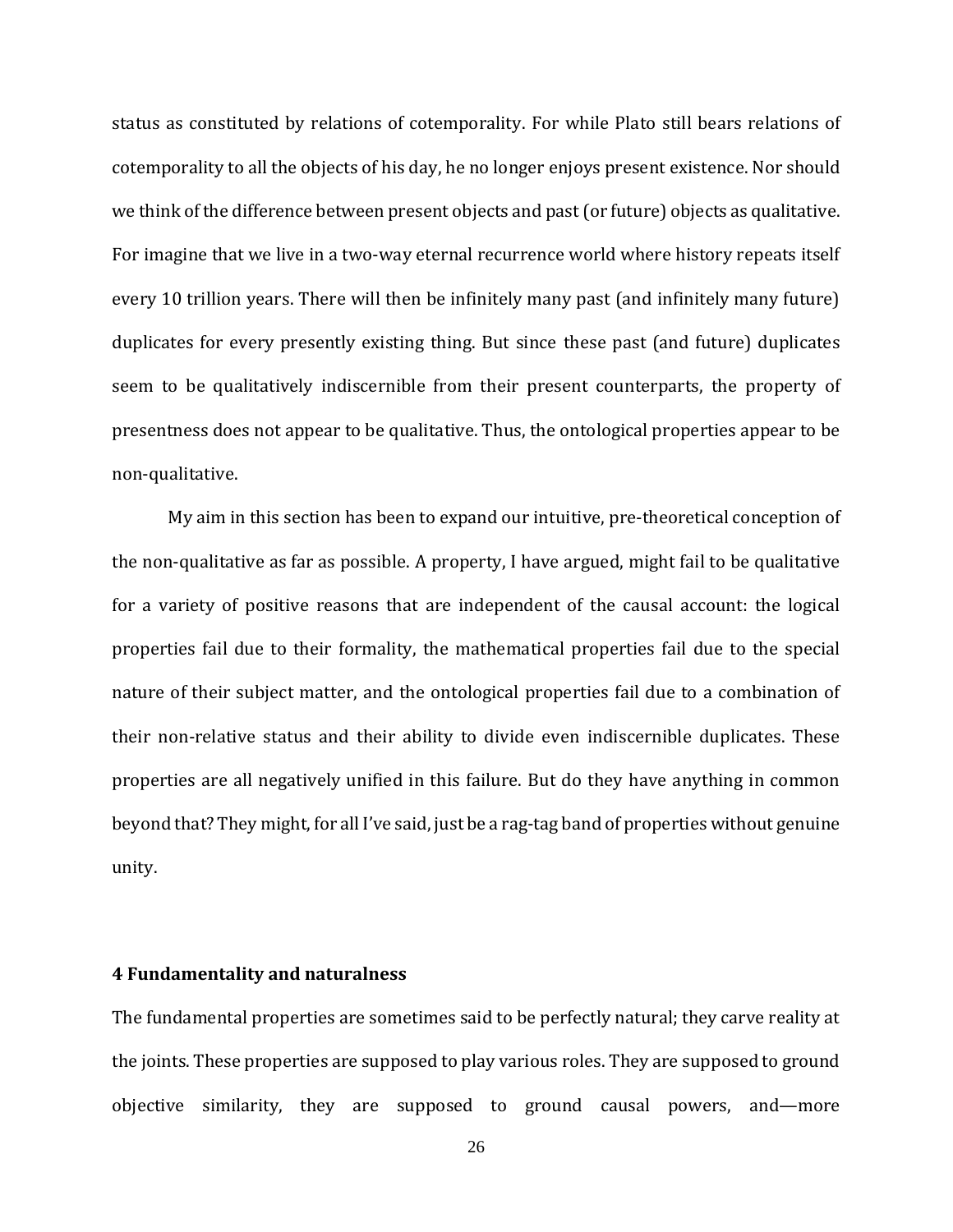status as constituted by relations of cotemporality. For while Plato still bears relations of cotemporality to all the objects of his day, he no longer enjoys present existence. Nor should we think of the difference between present objects and past (or future) objects as qualitative. For imagine that we live in a two-way eternal recurrence world where history repeats itself every 10 trillion years. There will then be infinitely many past (and infinitely many future) duplicates for every presently existing thing. But since these past (and future) duplicates seem to be qualitatively indiscernible from their present counterparts, the property of presentness does not appear to be qualitative. Thus, the ontological properties appear to be non-qualitative.

My aim in this section has been to expand our intuitive, pre-theoretical conception of the non-qualitative as far as possible. A property, I have argued, might fail to be qualitative for a variety of positive reasons that are independent of the causal account: the logical properties fail due to their formality, the mathematical properties fail due to the special nature of their subject matter, and the ontological properties fail due to a combination of their non-relative status and their ability to divide even indiscernible duplicates. These properties are all negatively unified in this failure. But do they have anything in common beyond that? They might, for all I've said, just be a rag-tag band of properties without genuine unity.

## 4 Fundamentality and naturalness

The fundamental properties are sometimes said to be perfectly natural; they carve reality at the joints. These properties are supposed to play various roles. They are supposed to ground objective similarity, they are supposed to ground causal powers, and—more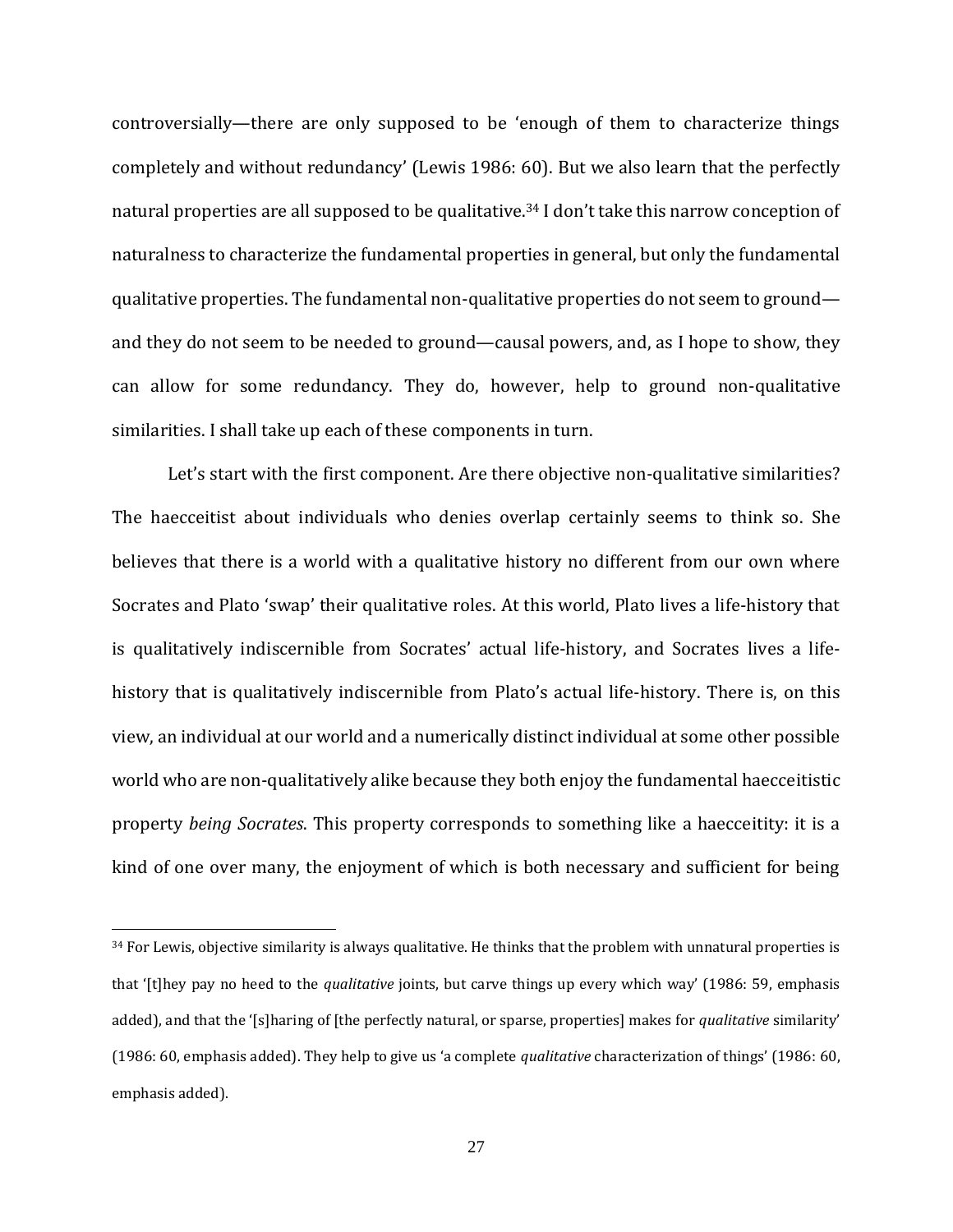controversially—there are only supposed to be 'enough of them to characterize things completely and without redundancy' (Lewis 1986: 60). But we also learn that the perfectly natural properties are all supposed to be qualitative.[34] I don't take this narrow conception of naturalness to characterize the fundamental properties in general, but only the fundamental qualitative properties. The fundamental non-qualitative properties do not seem to ground—and they do not seem to be needed to ground—causal powers, and, as I hope to show, they can allow for some redundancy. They do, however, help to ground non-qualitative similarities. I shall take up each of these components in turn.

Let's start with the first component. Are there objective non-qualitative similarities? The haecceitist about individuals who denies overlap certainly seems to think so. She believes that there is a world with a qualitative history no different from our own where Socrates and Plato 'swap' their qualitative roles. At this world, Plato lives a life-history that is qualitatively indiscernible from Socrates' actual life-history, and Socrates lives a life-history that is qualitatively indiscernible from Plato's actual life-history. There is, on this view, an individual at our world and a numerically distinct individual at some other possible world who are non-qualitatively alike because they both enjoy the fundamental haecceitistic property *being Socrates*. This property corresponds to something like a haecceitity: it is a kind of one over many, the enjoyment of which is both necessary and sufficient for being

---

[34] For Lewis, objective similarity is always qualitative. He thinks that the problem with unnatural properties is that '[t]hey pay no heed to the *qualitative* joints, but carve things up every which way' (1986: 59, emphasis added), and that the '[s]haring of [the perfectly natural, or sparse, properties] makes for *qualitative* similarity' (1986: 60, emphasis added). They help to give us 'a complete *qualitative* characterization of things' (1986: 60, emphasis added).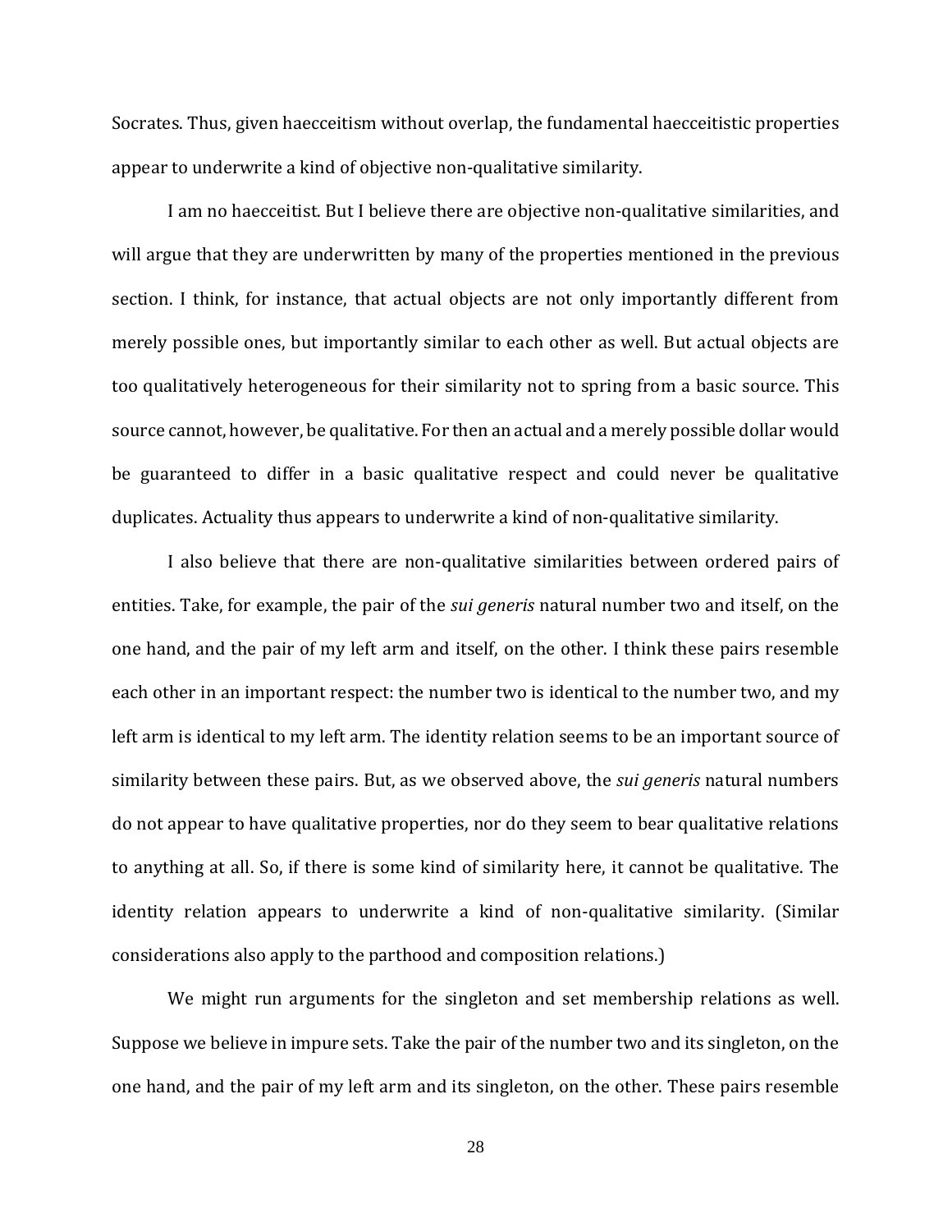Socrates. Thus, given haecceitism without overlap, the fundamental haecceitistic properties appear to underwrite a kind of objective non-qualitative similarity.

I am no haecceitist. But I believe there are objective non-qualitative similarities, and will argue that they are underwritten by many of the properties mentioned in the previous section. I think, for instance, that actual objects are not only importantly different from merely possible ones, but importantly similar to each other as well. But actual objects are too qualitatively heterogeneous for their similarity not to spring from a basic source. This source cannot, however, be qualitative. For then an actual and a merely possible dollar would be guaranteed to differ in a basic qualitative respect and could never be qualitative duplicates. Actuality thus appears to underwrite a kind of non-qualitative similarity.

I also believe that there are non-qualitative similarities between ordered pairs of entities. Take, for example, the pair of the *sui generis* natural number two and itself, on the one hand, and the pair of my left arm and itself, on the other. I think these pairs resemble each other in an important respect: the number two is identical to the number two, and my left arm is identical to my left arm. The identity relation seems to be an important source of similarity between these pairs. But, as we observed above, the *sui generis* natural numbers do not appear to have qualitative properties, nor do they seem to bear qualitative relations to anything at all. So, if there is some kind of similarity here, it cannot be qualitative. The identity relation appears to underwrite a kind of non-qualitative similarity. (Similar considerations also apply to the parthood and composition relations.)

We might run arguments for the singleton and set membership relations as well. Suppose we believe in impure sets. Take the pair of the number two and its singleton, on the one hand, and the pair of my left arm and its singleton, on the other. These pairs resemble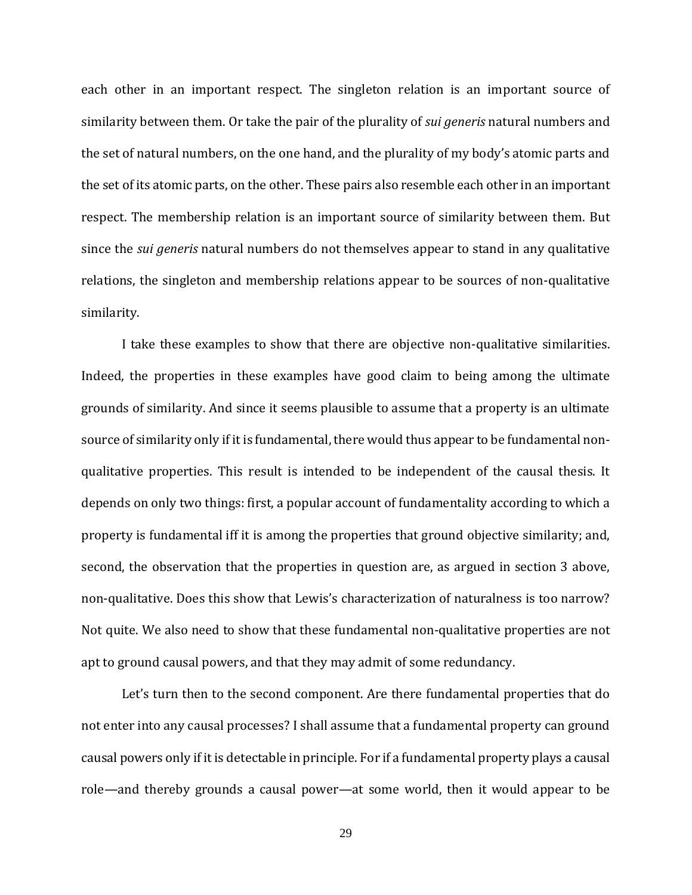each other in an important respect. The singleton relation is an important source of similarity between them. Or take the pair of the plurality of *sui generis* natural numbers and the set of natural numbers, on the one hand, and the plurality of my body's atomic parts and the set of its atomic parts, on the other. These pairs also resemble each other in an important respect. The membership relation is an important source of similarity between them. But since the *sui generis* natural numbers do not themselves appear to stand in any qualitative relations, the singleton and membership relations appear to be sources of non-qualitative similarity.

I take these examples to show that there are objective non-qualitative similarities. Indeed, the properties in these examples have good claim to being among the ultimate grounds of similarity. And since it seems plausible to assume that a property is an ultimate source of similarity only if it is fundamental, there would thus appear to be fundamental non-qualitative properties. This result is intended to be independent of the causal thesis. It depends on only two things: first, a popular account of fundamentality according to which a property is fundamental iff it is among the properties that ground objective similarity; and, second, the observation that the properties in question are, as argued in section 3 above, non-qualitative. Does this show that Lewis's characterization of naturalness is too narrow? Not quite. We also need to show that these fundamental non-qualitative properties are not apt to ground causal powers, and that they may admit of some redundancy.

Let's turn then to the second component. Are there fundamental properties that do not enter into any causal processes? I shall assume that a fundamental property can ground causal powers only if it is detectable in principle. For if a fundamental property plays a causal role—and thereby grounds a causal power—at some world, then it would appear to be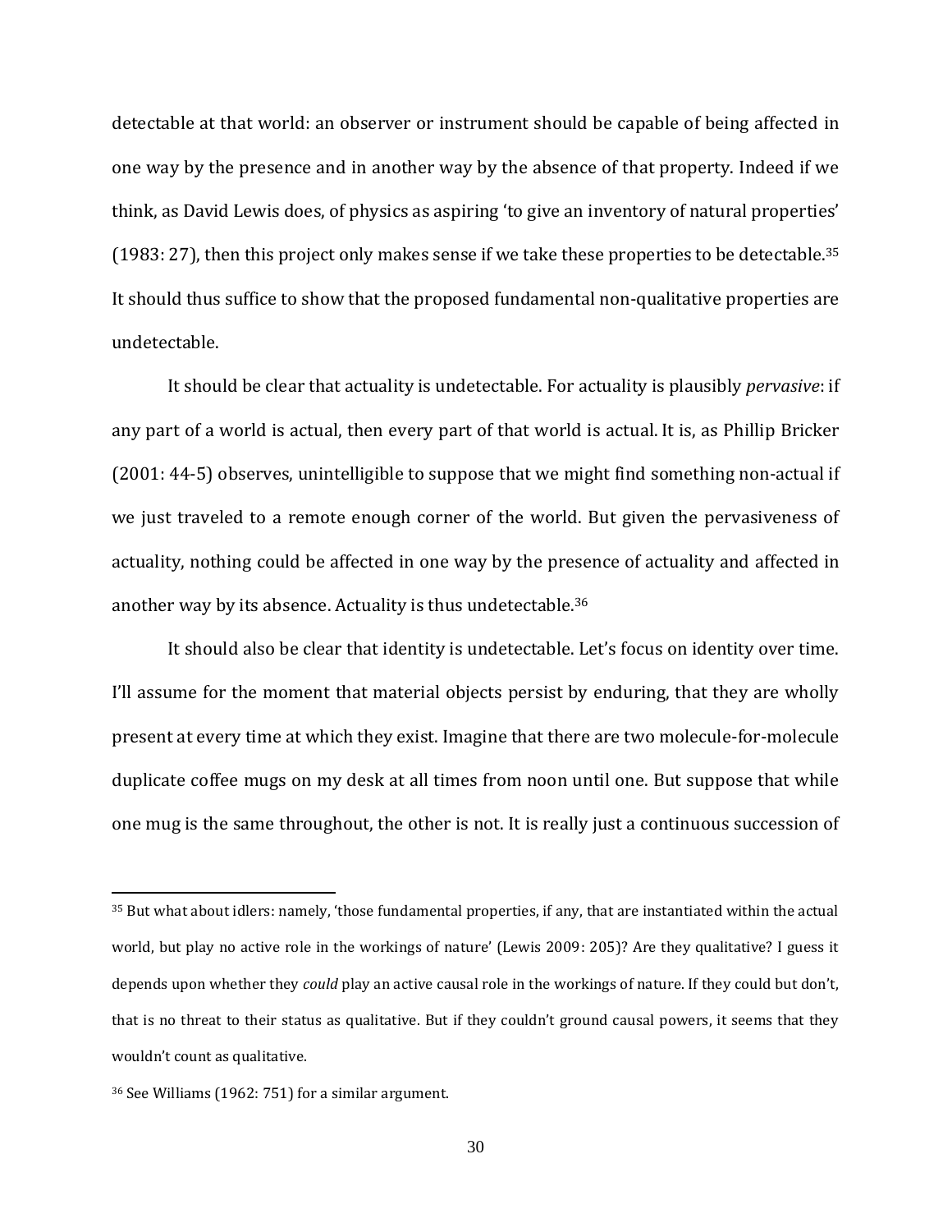detectable at that world: an observer or instrument should be capable of being affected in one way by the presence and in another way by the absence of that property. Indeed if we think, as David Lewis does, of physics as aspiring 'to give an inventory of natural properties' (1983: 27), then this project only makes sense if we take these properties to be detectable.[35] It should thus suffice to show that the proposed fundamental non-qualitative properties are undetectable.

It should be clear that actuality is undetectable. For actuality is plausibly *pervasive*: if any part of a world is actual, then every part of that world is actual. It is, as Phillip Bricker (2001: 44-5) observes, unintelligible to suppose that we might find something non-actual if we just traveled to a remote enough corner of the world. But given the pervasiveness of actuality, nothing could be affected in one way by the presence of actuality and affected in another way by its absence. Actuality is thus undetectable.[36]

It should also be clear that identity is undetectable. Let's focus on identity over time. I'll assume for the moment that material objects persist by enduring, that they are wholly present at every time at which they exist. Imagine that there are two molecule-for-molecule duplicate coffee mugs on my desk at all times from noon until one. But suppose that while one mug is the same throughout, the other is not. It is really just a continuous succession of

---

[35] But what about idlers: namely, 'those fundamental properties, if any, that are instantiated within the actual world, but play no active role in the workings of nature' (Lewis 2009: 205)? Are they qualitative? I guess it depends upon whether they *could* play an active causal role in the workings of nature. If they could but don't, that is no threat to their status as qualitative. But if they couldn't ground causal powers, it seems that they wouldn't count as qualitative.

[36] See Williams (1962: 751) for a similar argument.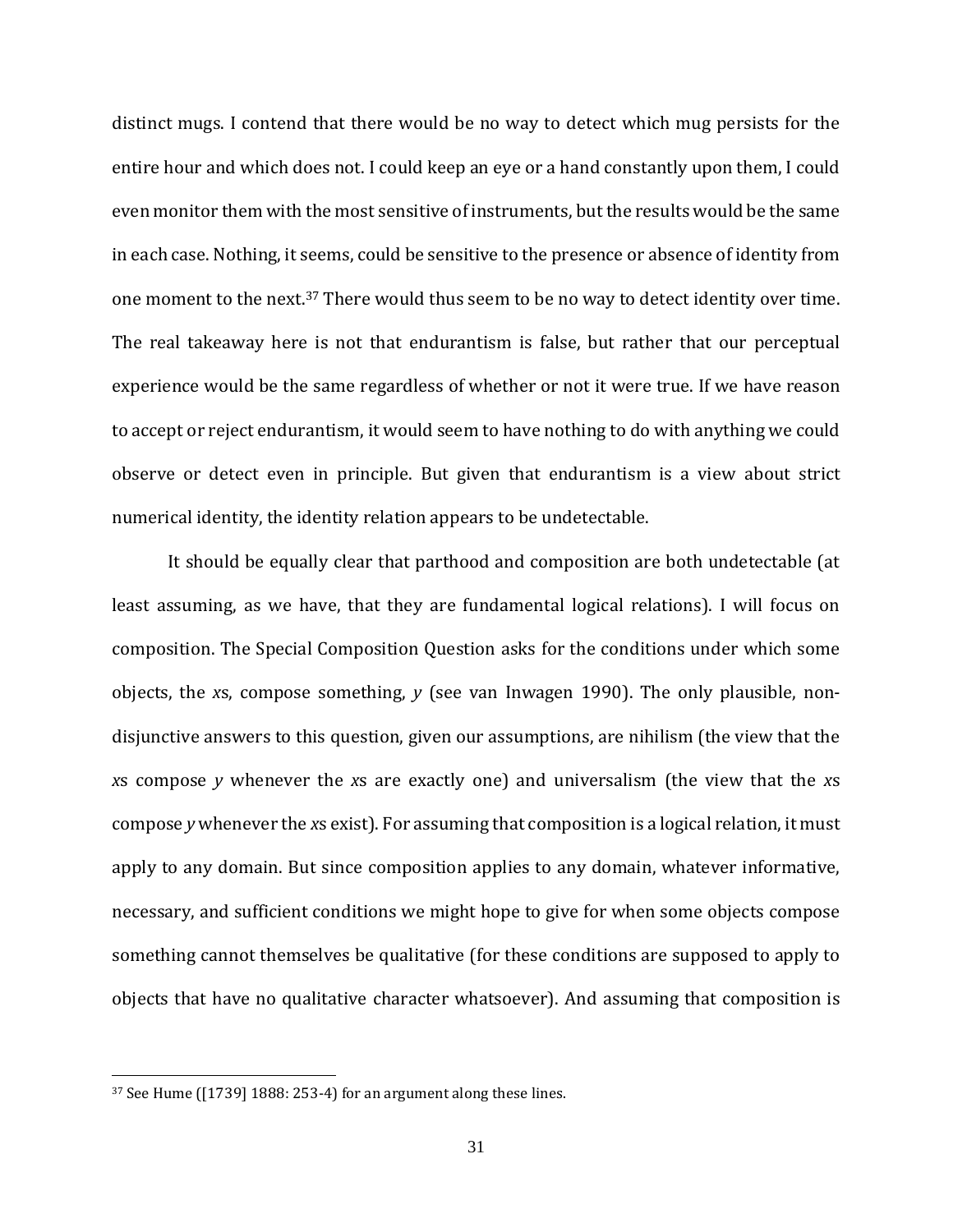distinct mugs. I contend that there would be no way to detect which mug persists for the entire hour and which does not. I could keep an eye or a hand constantly upon them, I could even monitor them with the most sensitive of instruments, but the results would be the same in each case. Nothing, it seems, could be sensitive to the presence or absence of identity from one moment to the next.[37] There would thus seem to be no way to detect identity over time. The real takeaway here is not that endurantism is false, but rather that our perceptual experience would be the same regardless of whether or not it were true. If we have reason to accept or reject endurantism, it would seem to have nothing to do with anything we could observe or detect even in principle. But given that endurantism is a view about strict numerical identity, the identity relation appears to be undetectable.

It should be equally clear that parthood and composition are both undetectable (at least assuming, as we have, that they are fundamental logical relations). I will focus on composition. The Special Composition Question asks for the conditions under which some objects, the *x*s, compose something, *y* (see van Inwagen 1990). The only plausible, non-disjunctive answers to this question, given our assumptions, are nihilism (the view that the *x*s compose *y* whenever the *x*s are exactly one) and universalism (the view that the *x*s compose *y* whenever the *x*s exist). For assuming that composition is a logical relation, it must apply to any domain. But since composition applies to any domain, whatever informative, necessary, and sufficient conditions we might hope to give for when some objects compose something cannot themselves be qualitative (for these conditions are supposed to apply to objects that have no qualitative character whatsoever). And assuming that composition is

---

[37] See Hume ([1739] 1888: 253-4) for an argument along these lines.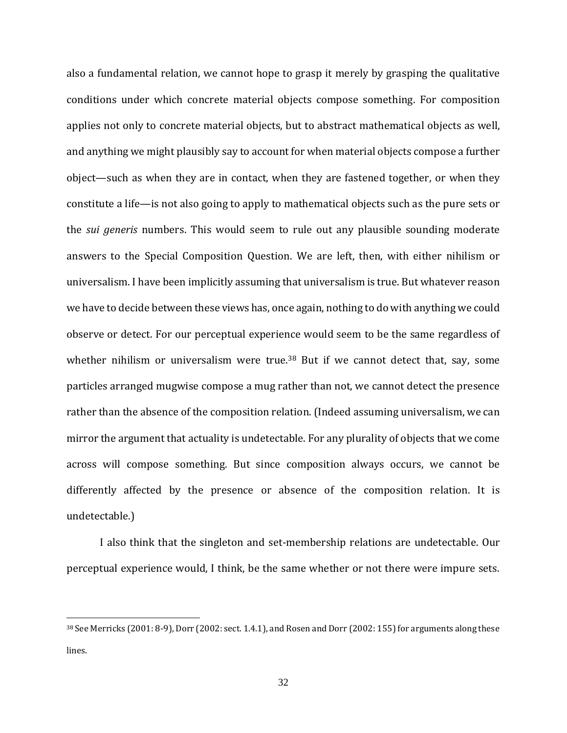also a fundamental relation, we cannot hope to grasp it merely by grasping the qualitative conditions under which concrete material objects compose something. For composition applies not only to concrete material objects, but to abstract mathematical objects as well, and anything we might plausibly say to account for when material objects compose a further object—such as when they are in contact, when they are fastened together, or when they constitute a life—is not also going to apply to mathematical objects such as the pure sets or the *sui generis* numbers. This would seem to rule out any plausible sounding moderate answers to the Special Composition Question. We are left, then, with either nihilism or universalism. I have been implicitly assuming that universalism is true. But whatever reason we have to decide between these views has, once again, nothing to do with anything we could observe or detect. For our perceptual experience would seem to be the same regardless of whether nihilism or universalism were true.[38] But if we cannot detect that, say, some particles arranged mugwise compose a mug rather than not, we cannot detect the presence rather than the absence of the composition relation. (Indeed assuming universalism, we can mirror the argument that actuality is undetectable. For any plurality of objects that we come across will compose something. But since composition always occurs, we cannot be differently affected by the presence or absence of the composition relation. It is undetectable.)

I also think that the singleton and set-membership relations are undetectable. Our perceptual experience would, I think, be the same whether or not there were impure sets.

---

[38] See Merricks (2001: 8-9), Dorr (2002: sect. 1.4.1), and Rosen and Dorr (2002: 155) for arguments along these lines.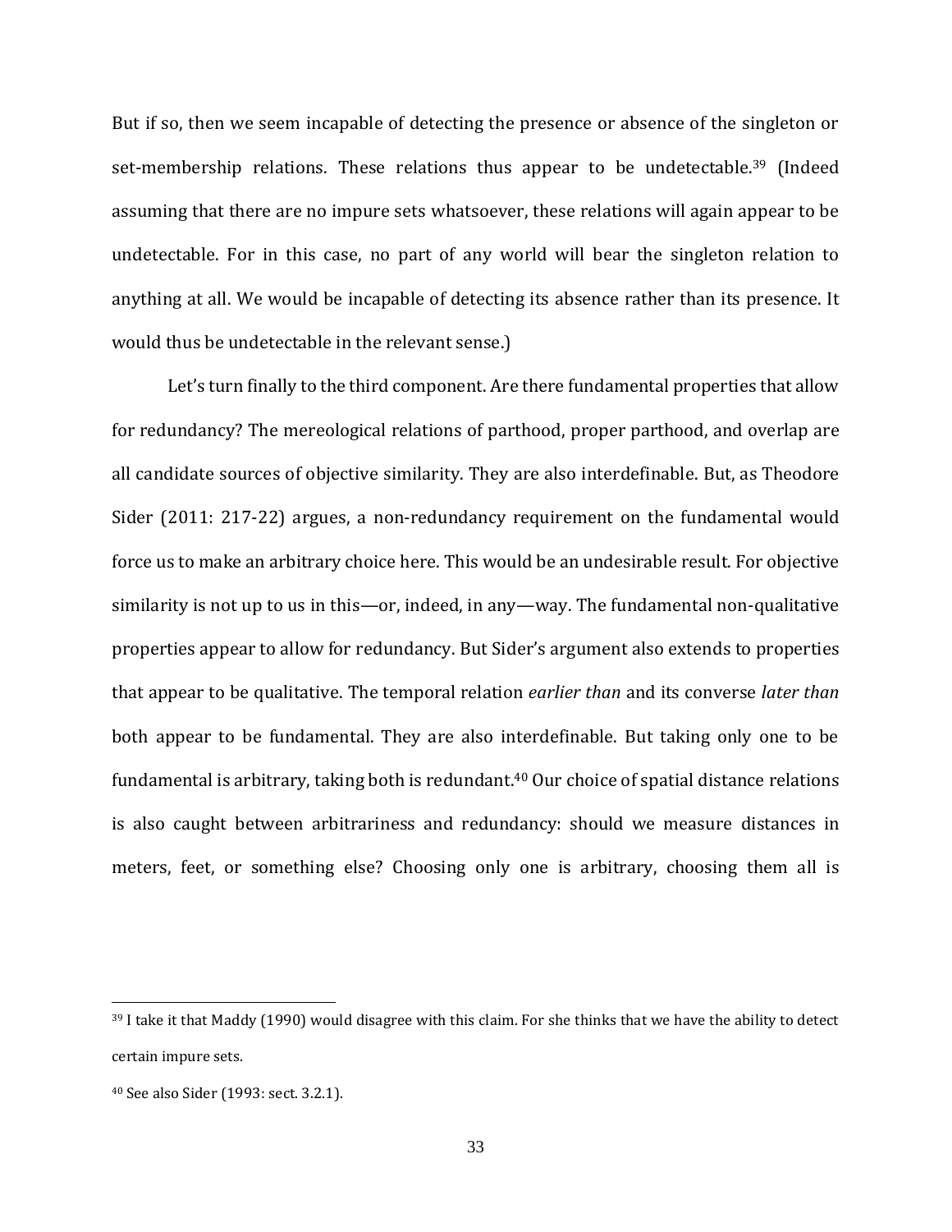But if so, then we seem incapable of detecting the presence or absence of the singleton or set-membership relations. These relations thus appear to be undetectable.[39] (Indeed assuming that there are no impure sets whatsoever, these relations will again appear to be undetectable. For in this case, no part of any world will bear the singleton relation to anything at all. We would be incapable of detecting its absence rather than its presence. It would thus be undetectable in the relevant sense.)

Let's turn finally to the third component. Are there fundamental properties that allow for redundancy? The mereological relations of parthood, proper parthood, and overlap are all candidate sources of objective similarity. They are also interdefinable. But, as Theodore Sider (2011: 217-22) argues, a non-redundancy requirement on the fundamental would force us to make an arbitrary choice here. This would be an undesirable result. For objective similarity is not up to us in this—or, indeed, in any—way. The fundamental non-qualitative properties appear to allow for redundancy. But Sider's argument also extends to properties that appear to be qualitative. The temporal relation *earlier than* and its converse *later than* both appear to be fundamental. They are also interdefinable. But taking only one to be fundamental is arbitrary, taking both is redundant.[40] Our choice of spatial distance relations is also caught between arbitrariness and redundancy: should we measure distances in meters, feet, or something else? Choosing only one is arbitrary, choosing them all is

---

[39] I take it that Maddy (1990) would disagree with this claim. For she thinks that we have the ability to detect certain impure sets.

[40] See also Sider (1993: sect. 3.2.1).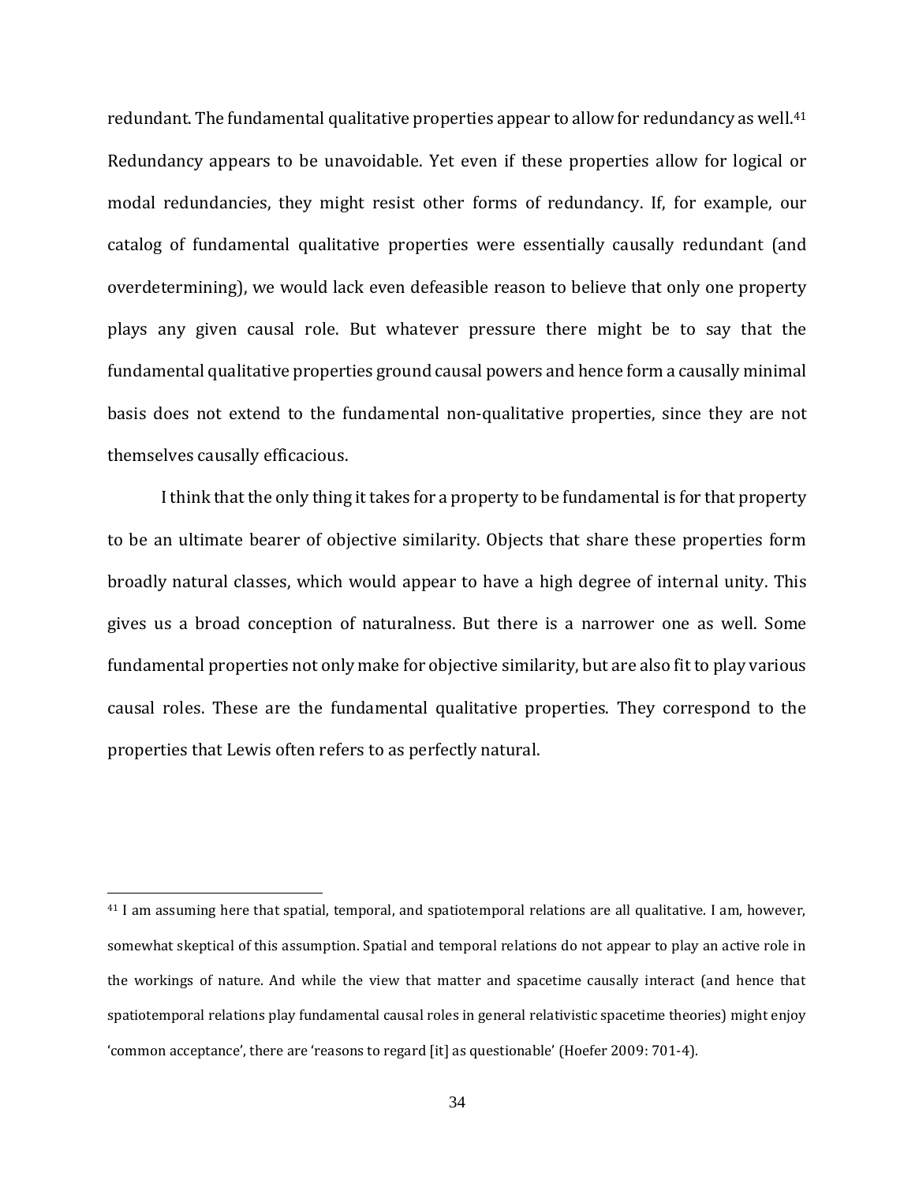redundant. The fundamental qualitative properties appear to allow for redundancy as well.[41] Redundancy appears to be unavoidable. Yet even if these properties allow for logical or modal redundancies, they might resist other forms of redundancy. If, for example, our catalog of fundamental qualitative properties were essentially causally redundant (and overdetermining), we would lack even defeasible reason to believe that only one property plays any given causal role. But whatever pressure there might be to say that the fundamental qualitative properties ground causal powers and hence form a causally minimal basis does not extend to the fundamental non-qualitative properties, since they are not themselves causally efficacious.

I think that the only thing it takes for a property to be fundamental is for that property to be an ultimate bearer of objective similarity. Objects that share these properties form broadly natural classes, which would appear to have a high degree of internal unity. This gives us a broad conception of naturalness. But there is a narrower one as well. Some fundamental properties not only make for objective similarity, but are also fit to play various causal roles. These are the fundamental qualitative properties. They correspond to the properties that Lewis often refers to as perfectly natural.

---

[41] I am assuming here that spatial, temporal, and spatiotemporal relations are all qualitative. I am, however, somewhat skeptical of this assumption. Spatial and temporal relations do not appear to play an active role in the workings of nature. And while the view that matter and spacetime causally interact (and hence that spatiotemporal relations play fundamental causal roles in general relativistic spacetime theories) might enjoy 'common acceptance', there are 'reasons to regard [it] as questionable' (Hoefer 2009: 701-4).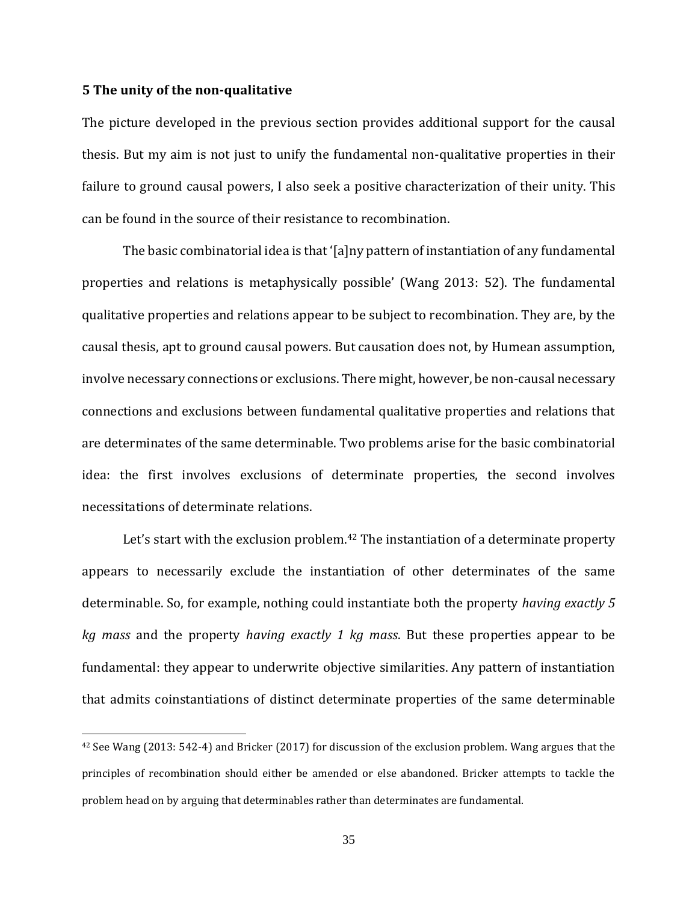## 5 The unity of the non-qualitative

The picture developed in the previous section provides additional support for the causal thesis. But my aim is not just to unify the fundamental non-qualitative properties in their failure to ground causal powers, I also seek a positive characterization of their unity. This can be found in the source of their resistance to recombination.

The basic combinatorial idea is that '[a]ny pattern of instantiation of any fundamental properties and relations is metaphysically possible' (Wang 2013: 52). The fundamental qualitative properties and relations appear to be subject to recombination. They are, by the causal thesis, apt to ground causal powers. But causation does not, by Humean assumption, involve necessary connections or exclusions. There might, however, be non-causal necessary connections and exclusions between fundamental qualitative properties and relations that are determinates of the same determinable. Two problems arise for the basic combinatorial idea: the first involves exclusions of determinate properties, the second involves necessitations of determinate relations.

Let's start with the exclusion problem.[42] The instantiation of a determinate property appears to necessarily exclude the instantiation of other determinates of the same determinable. So, for example, nothing could instantiate both the property *having exactly 5 kg mass* and the property *having exactly 1 kg mass*. But these properties appear to be fundamental: they appear to underwrite objective similarities. Any pattern of instantiation that admits coinstantiations of distinct determinate properties of the same determinable

[42] See Wang (2013: 542-4) and Bricker (2017) for discussion of the exclusion problem. Wang argues that the principles of recombination should either be amended or else abandoned. Bricker attempts to tackle the problem head on by arguing that determinables rather than determinates are fundamental.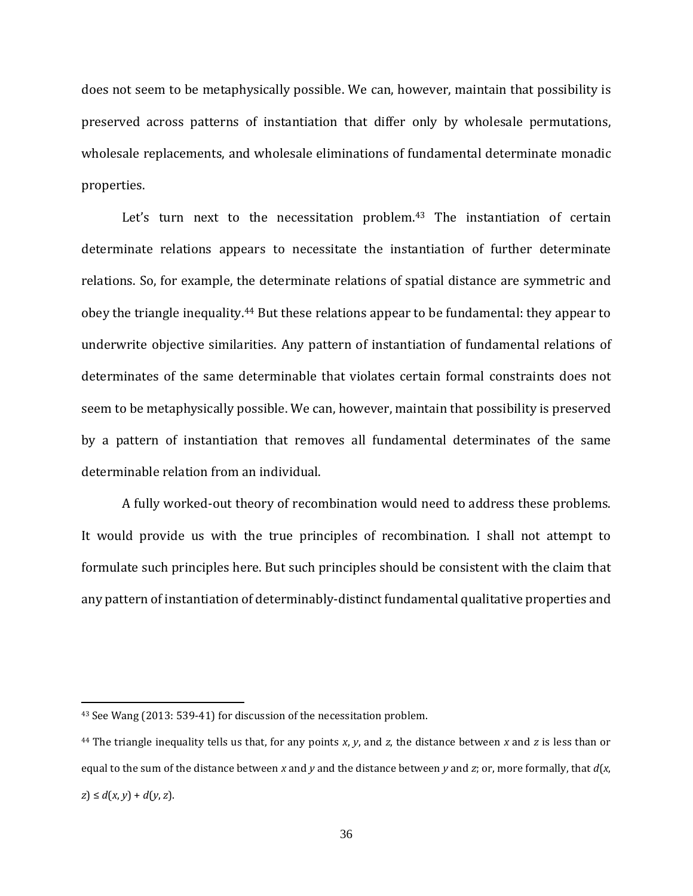does not seem to be metaphysically possible. We can, however, maintain that possibility is preserved across patterns of instantiation that differ only by wholesale permutations, wholesale replacements, and wholesale eliminations of fundamental determinate monadic properties.

Let's turn next to the necessitation problem.[43] The instantiation of certain determinate relations appears to necessitate the instantiation of further determinate relations. So, for example, the determinate relations of spatial distance are symmetric and obey the triangle inequality.[44] But these relations appear to be fundamental: they appear to underwrite objective similarities. Any pattern of instantiation of fundamental relations of determinates of the same determinable that violates certain formal constraints does not seem to be metaphysically possible. We can, however, maintain that possibility is preserved by a pattern of instantiation that removes all fundamental determinates of the same determinable relation from an individual.

A fully worked-out theory of recombination would need to address these problems. It would provide us with the true principles of recombination. I shall not attempt to formulate such principles here. But such principles should be consistent with the claim that any pattern of instantiation of determinably-distinct fundamental qualitative properties and

---

[43] See Wang (2013: 539-41) for discussion of the necessitation problem.

[44] The triangle inequality tells us that, for any points $x$, $y$, and $z$, the distance between $x$ and $z$ is less than or equal to the sum of the distance between $x$ and $y$ and the distance between $y$ and $z$; or, more formally, that $d(x, z) \leq d(x, y) + d(y, z)$.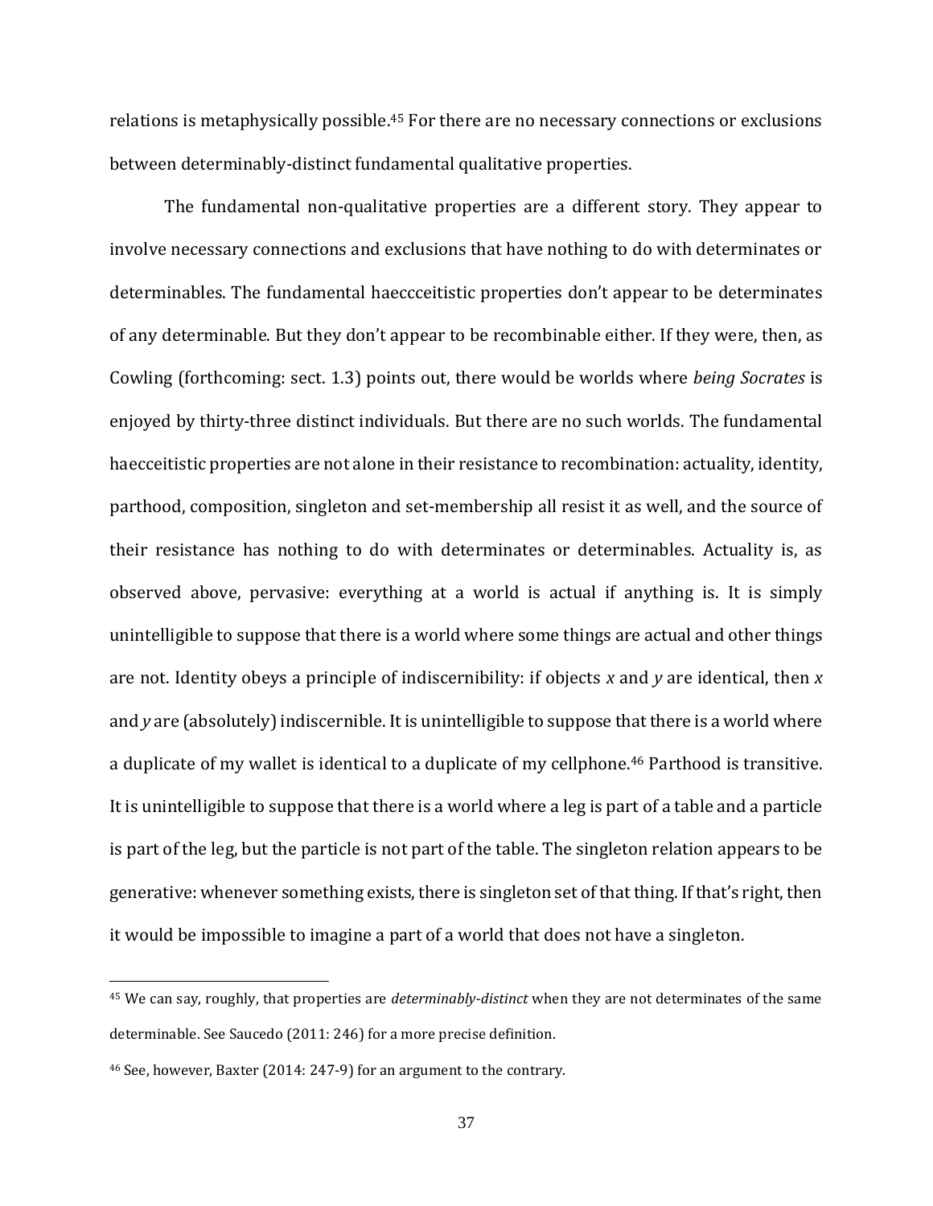relations is metaphysically possible.[45] For there are no necessary connections or exclusions between determinably-distinct fundamental qualitative properties.

The fundamental non-qualitative properties are a different story. They appear to involve necessary connections and exclusions that have nothing to do with determinates or determinables. The fundamental haeccceitistic properties don't appear to be determinates of any determinable. But they don't appear to be recombinable either. If they were, then, as Cowling (forthcoming: sect. 1.3) points out, there would be worlds where *being Socrates* is enjoyed by thirty-three distinct individuals. But there are no such worlds. The fundamental haecceitistic properties are not alone in their resistance to recombination: actuality, identity, parthood, composition, singleton and set-membership all resist it as well, and the source of their resistance has nothing to do with determinates or determinables. Actuality is, as observed above, pervasive: everything at a world is actual if anything is. It is simply unintelligible to suppose that there is a world where some things are actual and other things are not. Identity obeys a principle of indiscernibility: if objects *x* and *y* are identical, then *x* and *y* are (absolutely) indiscernible. It is unintelligible to suppose that there is a world where a duplicate of my wallet is identical to a duplicate of my cellphone.[46] Parthood is transitive. It is unintelligible to suppose that there is a world where a leg is part of a table and a particle is part of the leg, but the particle is not part of the table. The singleton relation appears to be generative: whenever something exists, there is singleton set of that thing. If that's right, then it would be impossible to imagine a part of a world that does not have a singleton.

---

[45] We can say, roughly, that properties are *determinably-distinct* when they are not determinates of the same determinable. See Saucedo (2011: 246) for a more precise definition.

[46] See, however, Baxter (2014: 247-9) for an argument to the contrary.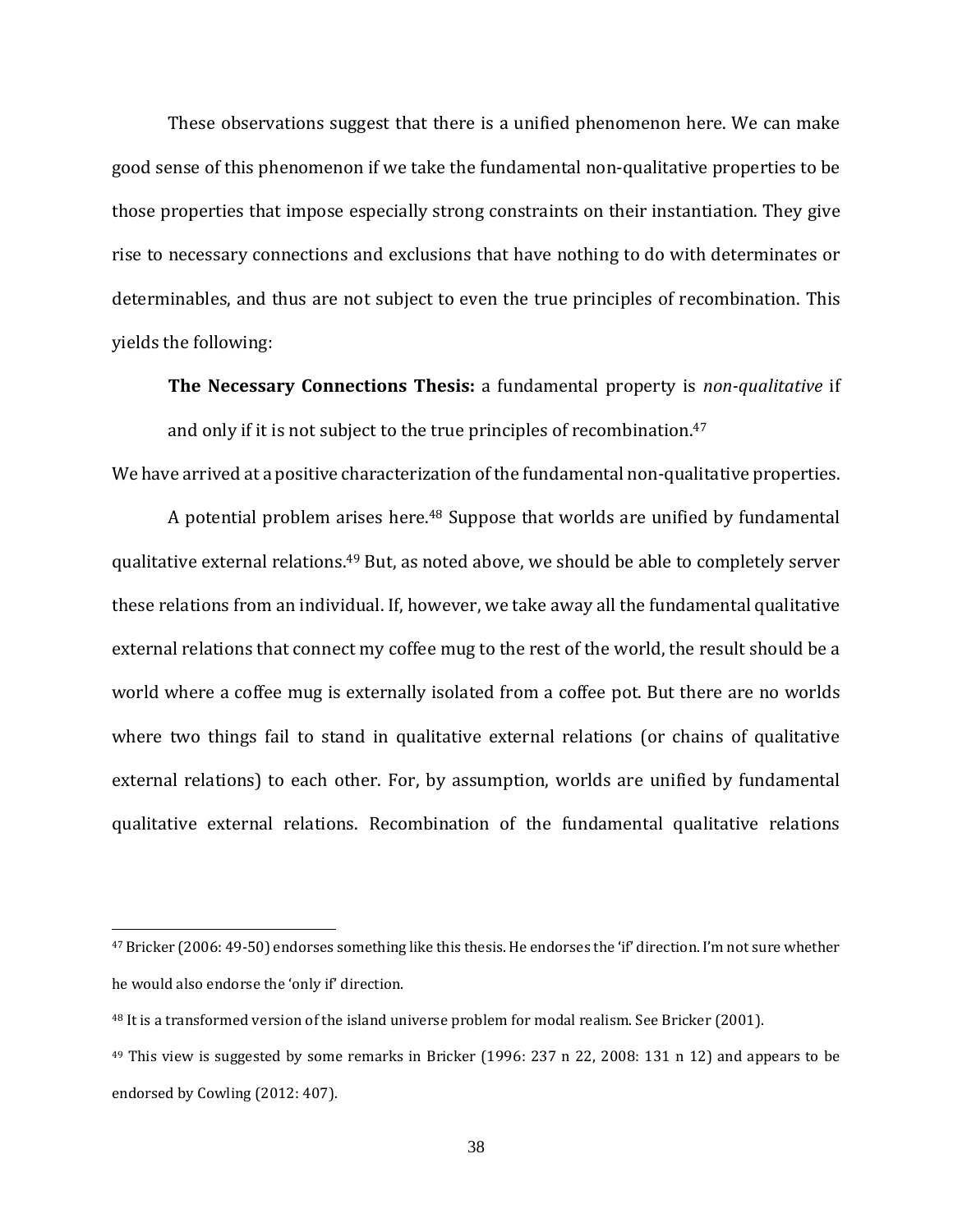These observations suggest that there is a unified phenomenon here. We can make good sense of this phenomenon if we take the fundamental non-qualitative properties to be those properties that impose especially strong constraints on their instantiation. They give rise to necessary connections and exclusions that have nothing to do with determinates or determinables, and thus are not subject to even the true principles of recombination. This yields the following:

> **The Necessary Connections Thesis:** a fundamental property is *non-qualitative* if and only if it is not subject to the true principles of recombination.[47]

We have arrived at a positive characterization of the fundamental non-qualitative properties.

A potential problem arises here.[48] Suppose that worlds are unified by fundamental qualitative external relations.[49] But, as noted above, we should be able to completely server these relations from an individual. If, however, we take away all the fundamental qualitative external relations that connect my coffee mug to the rest of the world, the result should be a world where a coffee mug is externally isolated from a coffee pot. But there are no worlds where two things fail to stand in qualitative external relations (or chains of qualitative external relations) to each other. For, by assumption, worlds are unified by fundamental qualitative external relations. Recombination of the fundamental qualitative relations

---

[47] Bricker (2006: 49-50) endorses something like this thesis. He endorses the 'if' direction. I'm not sure whether he would also endorse the 'only if' direction.

[48] It is a transformed version of the island universe problem for modal realism. See Bricker (2001).

[49] This view is suggested by some remarks in Bricker (1996: 237 n 22, 2008: 131 n 12) and appears to be endorsed by Cowling (2012: 407).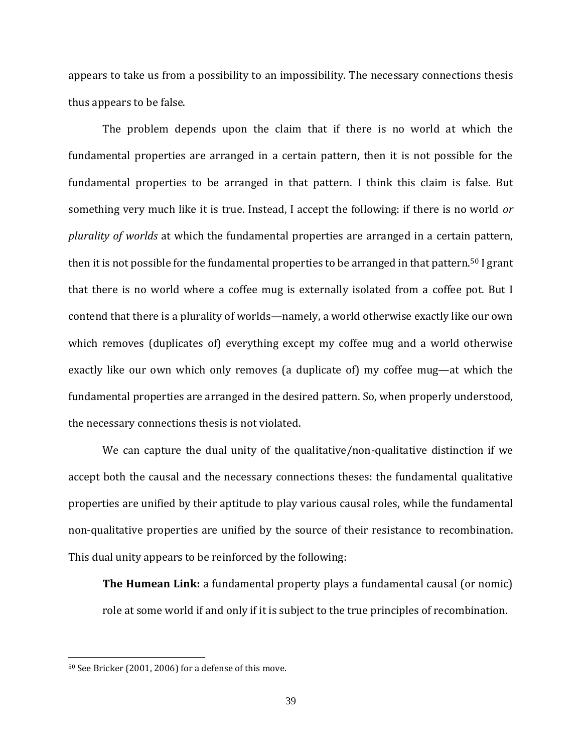appears to take us from a possibility to an impossibility. The necessary connections thesis thus appears to be false.

The problem depends upon the claim that if there is no world at which the fundamental properties are arranged in a certain pattern, then it is not possible for the fundamental properties to be arranged in that pattern. I think this claim is false. But something very much like it is true. Instead, I accept the following: if there is no world *or plurality of worlds* at which the fundamental properties are arranged in a certain pattern, then it is not possible for the fundamental properties to be arranged in that pattern.[50] I grant that there is no world where a coffee mug is externally isolated from a coffee pot. But I contend that there is a plurality of worlds—namely, a world otherwise exactly like our own which removes (duplicates of) everything except my coffee mug and a world otherwise exactly like our own which only removes (a duplicate of) my coffee mug—at which the fundamental properties are arranged in the desired pattern. So, when properly understood, the necessary connections thesis is not violated.

We can capture the dual unity of the qualitative/non-qualitative distinction if we accept both the causal and the necessary connections theses: the fundamental qualitative properties are unified by their aptitude to play various causal roles, while the fundamental non-qualitative properties are unified by the source of their resistance to recombination. This dual unity appears to be reinforced by the following:

> **The Humean Link:** a fundamental property plays a fundamental causal (or nomic) role at some world if and only if it is subject to the true principles of recombination.

[50] See Bricker (2001, 2006) for a defense of this move.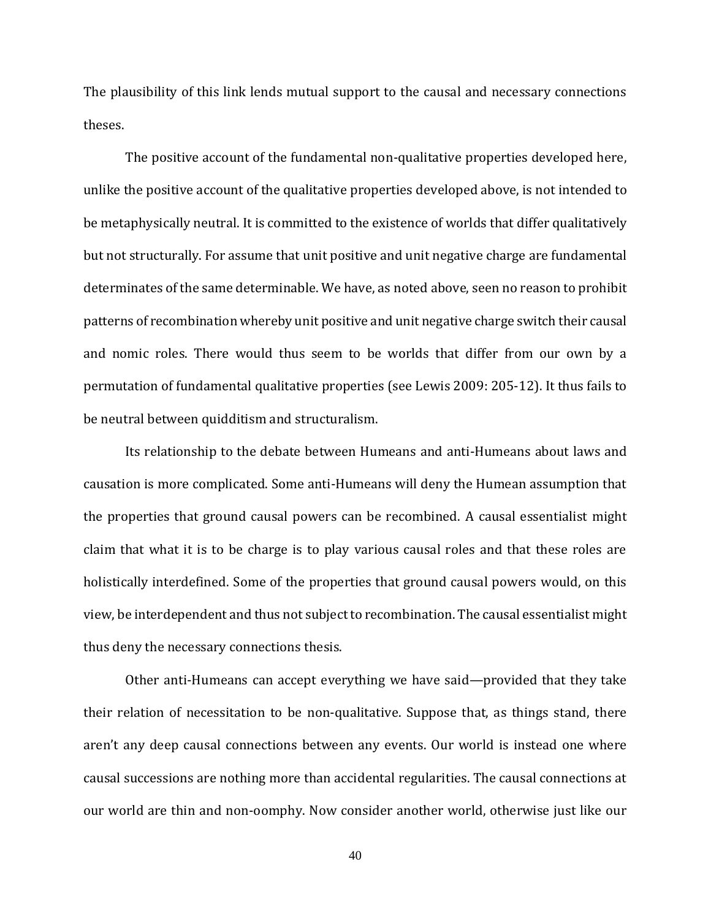The plausibility of this link lends mutual support to the causal and necessary connections theses.

The positive account of the fundamental non-qualitative properties developed here, unlike the positive account of the qualitative properties developed above, is not intended to be metaphysically neutral. It is committed to the existence of worlds that differ qualitatively but not structurally. For assume that unit positive and unit negative charge are fundamental determinates of the same determinable. We have, as noted above, seen no reason to prohibit patterns of recombination whereby unit positive and unit negative charge switch their causal and nomic roles. There would thus seem to be worlds that differ from our own by a permutation of fundamental qualitative properties (see Lewis 2009: 205-12). It thus fails to be neutral between quidditism and structuralism.

Its relationship to the debate between Humeans and anti-Humeans about laws and causation is more complicated. Some anti-Humeans will deny the Humean assumption that the properties that ground causal powers can be recombined. A causal essentialist might claim that what it is to be charge is to play various causal roles and that these roles are holistically interdefined. Some of the properties that ground causal powers would, on this view, be interdependent and thus not subject to recombination. The causal essentialist might thus deny the necessary connections thesis.

Other anti-Humeans can accept everything we have said—provided that they take their relation of necessitation to be non-qualitative. Suppose that, as things stand, there aren't any deep causal connections between any events. Our world is instead one where causal successions are nothing more than accidental regularities. The causal connections at our world are thin and non-oomphy. Now consider another world, otherwise just like our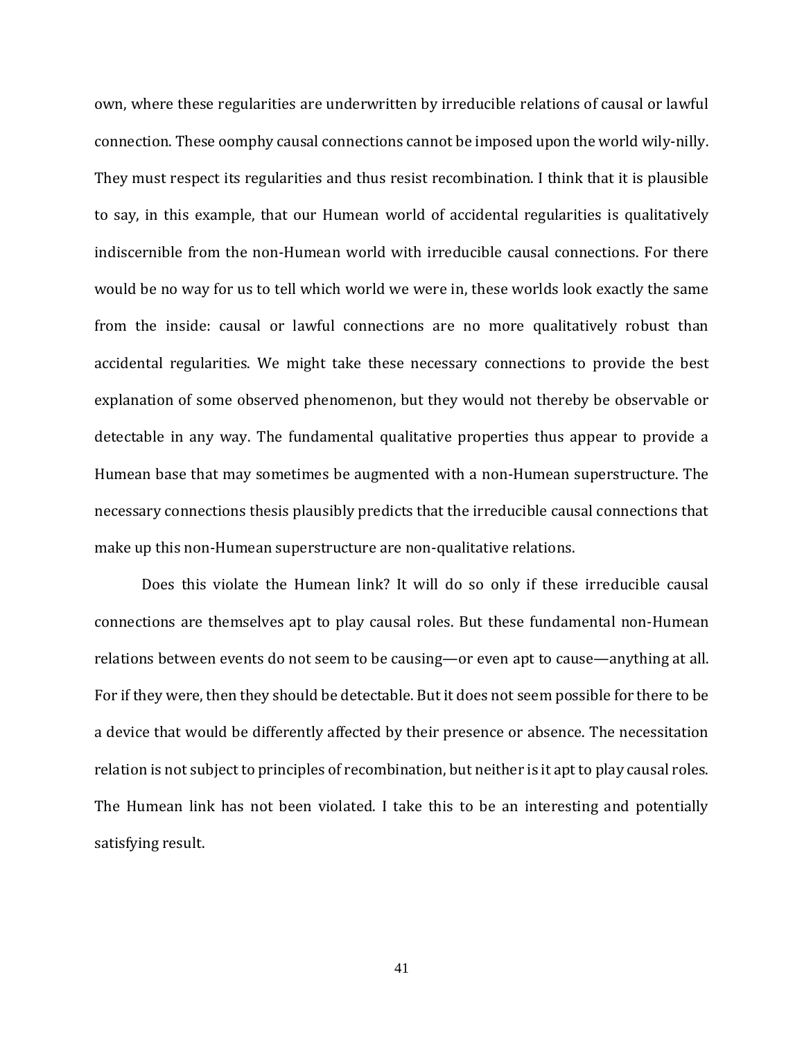own, where these regularities are underwritten by irreducible relations of causal or lawful connection. These oomphy causal connections cannot be imposed upon the world wily-nilly. They must respect its regularities and thus resist recombination. I think that it is plausible to say, in this example, that our Humean world of accidental regularities is qualitatively indiscernible from the non-Humean world with irreducible causal connections. For there would be no way for us to tell which world we were in, these worlds look exactly the same from the inside: causal or lawful connections are no more qualitatively robust than accidental regularities. We might take these necessary connections to provide the best explanation of some observed phenomenon, but they would not thereby be observable or detectable in any way. The fundamental qualitative properties thus appear to provide a Humean base that may sometimes be augmented with a non-Humean superstructure. The necessary connections thesis plausibly predicts that the irreducible causal connections that make up this non-Humean superstructure are non-qualitative relations.

Does this violate the Humean link? It will do so only if these irreducible causal connections are themselves apt to play causal roles. But these fundamental non-Humean relations between events do not seem to be causing—or even apt to cause—anything at all. For if they were, then they should be detectable. But it does not seem possible for there to be a device that would be differently affected by their presence or absence. The necessitation relation is not subject to principles of recombination, but neither is it apt to play causal roles. The Humean link has not been violated. I take this to be an interesting and potentially satisfying result.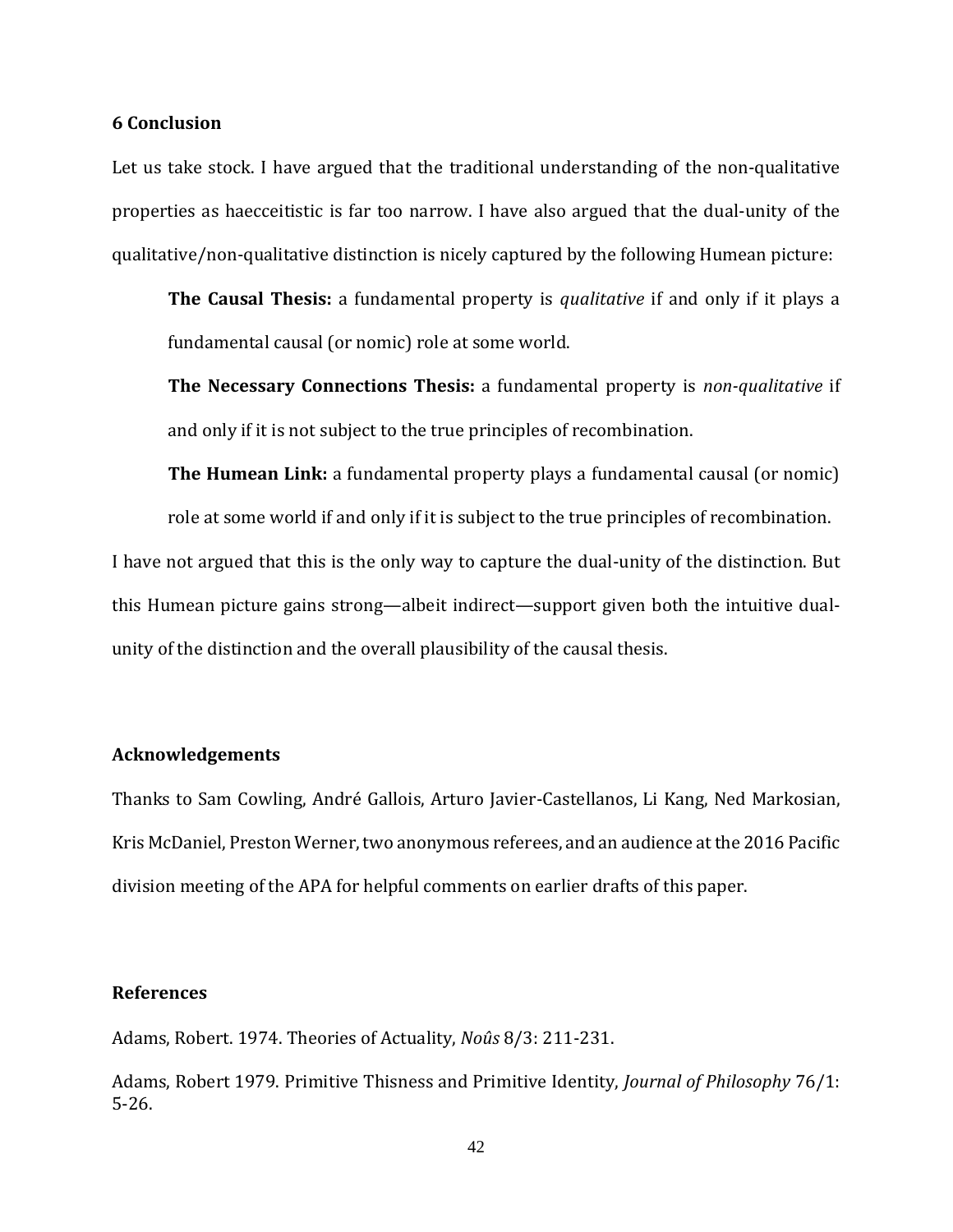## 6 Conclusion

Let us take stock. I have argued that the traditional understanding of the non-qualitative properties as haecceitistic is far too narrow. I have also argued that the dual-unity of the qualitative/non-qualitative distinction is nicely captured by the following Humean picture:

> **The Causal Thesis:** a fundamental property is *qualitative* if and only if it plays a fundamental causal (or nomic) role at some world.
>
> **The Necessary Connections Thesis:** a fundamental property is *non-qualitative* if and only if it is not subject to the true principles of recombination.
>
> **The Humean Link:** a fundamental property plays a fundamental causal (or nomic) role at some world if and only if it is subject to the true principles of recombination.

I have not argued that this is the only way to capture the dual-unity of the distinction. But this Humean picture gains strong—albeit indirect—support given both the intuitive dual-unity of the distinction and the overall plausibility of the causal thesis.

## Acknowledgements

Thanks to Sam Cowling, André Gallois, Arturo Javier-Castellanos, Li Kang, Ned Markosian, Kris McDaniel, Preston Werner, two anonymous referees, and an audience at the 2016 Pacific division meeting of the APA for helpful comments on earlier drafts of this paper.

## References

Adams, Robert. 1974. Theories of Actuality, *Noûs* 8/3: 211-231.

Adams, Robert 1979. Primitive Thisness and Primitive Identity, *Journal of Philosophy* 76/1: 5-26.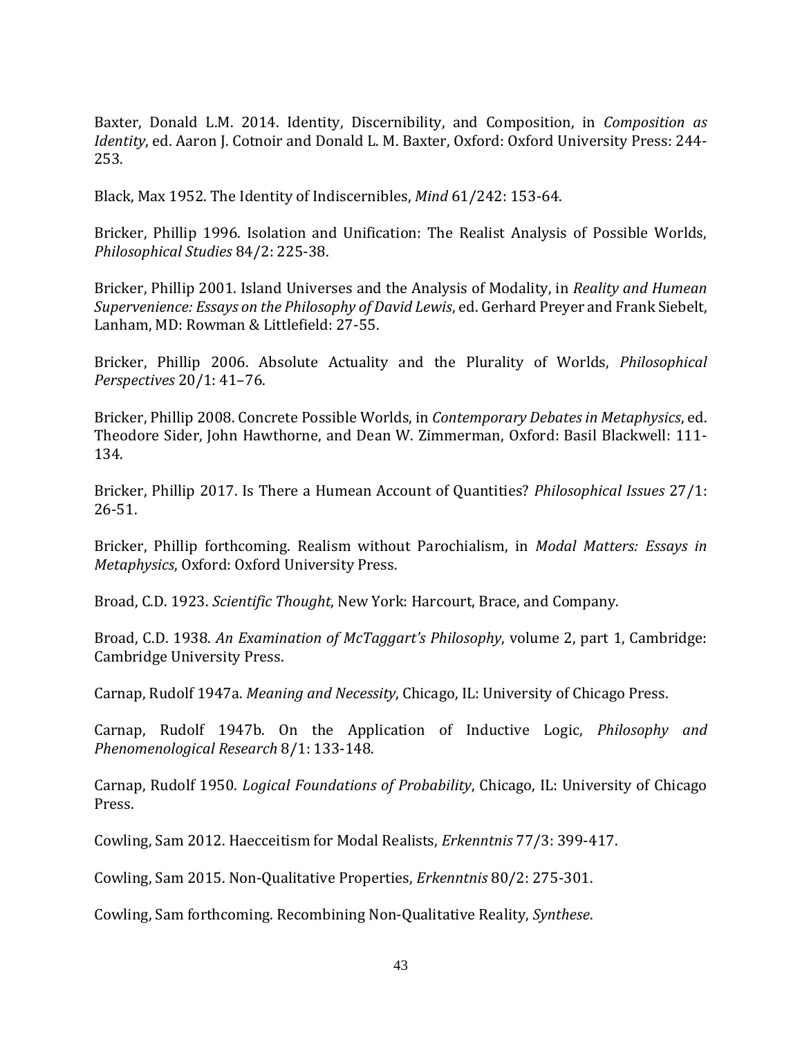Baxter, Donald L.M. 2014. Identity, Discernibility, and Composition, in *Composition as Identity*, ed. Aaron J. Cotnoir and Donald L. M. Baxter, Oxford: Oxford University Press: 244-253.

Black, Max 1952. The Identity of Indiscernibles, *Mind* 61/242: 153-64.

Bricker, Phillip 1996. Isolation and Unification: The Realist Analysis of Possible Worlds, *Philosophical Studies* 84/2: 225-38.

Bricker, Phillip 2001. Island Universes and the Analysis of Modality, in *Reality and Humean Supervenience: Essays on the Philosophy of David Lewis*, ed. Gerhard Preyer and Frank Siebelt, Lanham, MD: Rowman & Littlefield: 27-55.

Bricker, Phillip 2006. Absolute Actuality and the Plurality of Worlds, *Philosophical Perspectives* 20/1: 41–76.

Bricker, Phillip 2008. Concrete Possible Worlds, in *Contemporary Debates in Metaphysics*, ed. Theodore Sider, John Hawthorne, and Dean W. Zimmerman, Oxford: Basil Blackwell: 111-134.

Bricker, Phillip 2017. Is There a Humean Account of Quantities? *Philosophical Issues* 27/1: 26-51.

Bricker, Phillip forthcoming. Realism without Parochialism, in *Modal Matters: Essays in Metaphysics*, Oxford: Oxford University Press.

Broad, C.D. 1923. *Scientific Thought*, New York: Harcourt, Brace, and Company.

Broad, C.D. 1938. *An Examination of McTaggart's Philosophy*, volume 2, part 1, Cambridge: Cambridge University Press.

Carnap, Rudolf 1947a. *Meaning and Necessity*, Chicago, IL: University of Chicago Press.

Carnap, Rudolf 1947b. On the Application of Inductive Logic, *Philosophy and Phenomenological Research* 8/1: 133-148.

Carnap, Rudolf 1950. *Logical Foundations of Probability*, Chicago, IL: University of Chicago Press.

Cowling, Sam 2012. Haecceitism for Modal Realists, *Erkenntnis* 77/3: 399-417.

Cowling, Sam 2015. Non-Qualitative Properties, *Erkenntnis* 80/2: 275-301.

Cowling, Sam forthcoming. Recombining Non-Qualitative Reality, *Synthese*.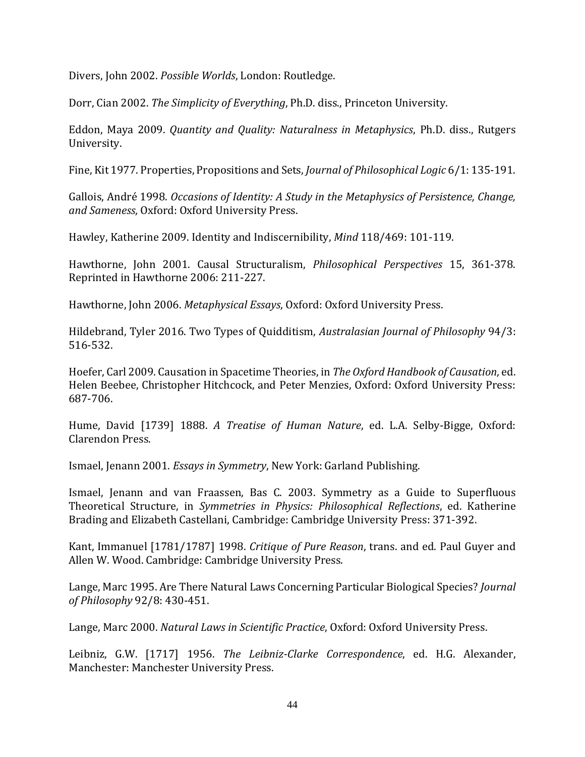Divers, John 2002. *Possible Worlds*, London: Routledge.

Dorr, Cian 2002. *The Simplicity of Everything*, Ph.D. diss., Princeton University.

Eddon, Maya 2009. *Quantity and Quality: Naturalness in Metaphysics*, Ph.D. diss., Rutgers University.

Fine, Kit 1977. Properties, Propositions and Sets, *Journal of Philosophical Logic* 6/1: 135-191.

Gallois, André 1998. *Occasions of Identity: A Study in the Metaphysics of Persistence, Change, and Sameness*, Oxford: Oxford University Press.

Hawley, Katherine 2009. Identity and Indiscernibility, *Mind* 118/469: 101-119.

Hawthorne, John 2001. Causal Structuralism, *Philosophical Perspectives* 15, 361-378. Reprinted in Hawthorne 2006: 211-227.

Hawthorne, John 2006. *Metaphysical Essays*, Oxford: Oxford University Press.

Hildebrand, Tyler 2016. Two Types of Quidditism, *Australasian Journal of Philosophy* 94/3: 516-532.

Hoefer, Carl 2009. Causation in Spacetime Theories, in *The Oxford Handbook of Causation*, ed. Helen Beebee, Christopher Hitchcock, and Peter Menzies, Oxford: Oxford University Press: 687-706.

Hume, David [1739] 1888. *A Treatise of Human Nature*, ed. L.A. Selby-Bigge, Oxford: Clarendon Press.

Ismael, Jenann 2001. *Essays in Symmetry*, New York: Garland Publishing.

Ismael, Jenann and van Fraassen, Bas C. 2003. Symmetry as a Guide to Superfluous Theoretical Structure, in *Symmetries in Physics: Philosophical Reflections*, ed. Katherine Brading and Elizabeth Castellani, Cambridge: Cambridge University Press: 371-392.

Kant, Immanuel [1781/1787] 1998. *Critique of Pure Reason*, trans. and ed. Paul Guyer and Allen W. Wood. Cambridge: Cambridge University Press.

Lange, Marc 1995. Are There Natural Laws Concerning Particular Biological Species? *Journal of Philosophy* 92/8: 430-451.

Lange, Marc 2000. *Natural Laws in Scientific Practice*, Oxford: Oxford University Press.

Leibniz, G.W. [1717] 1956. *The Leibniz-Clarke Correspondence*, ed. H.G. Alexander, Manchester: Manchester University Press.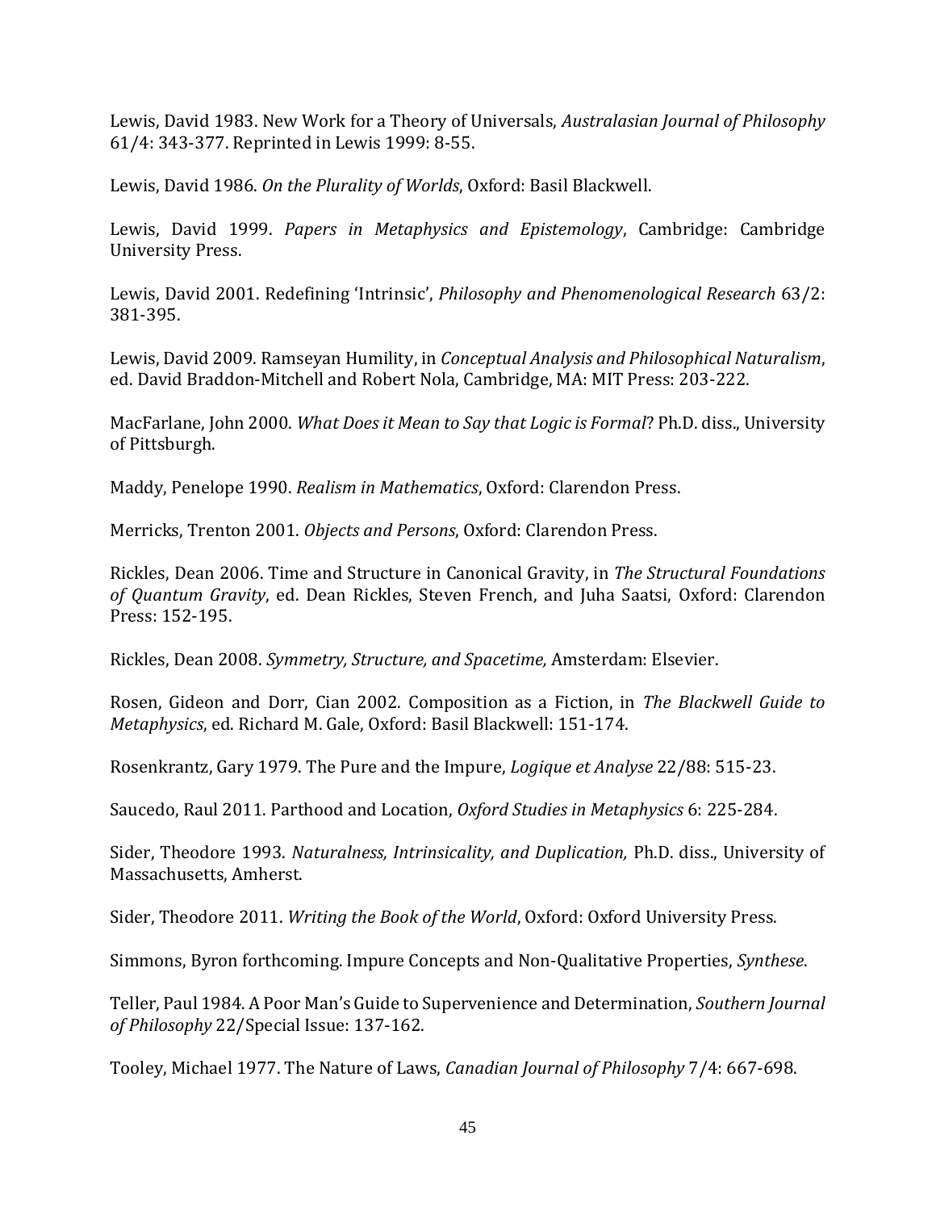Lewis, David 1983. New Work for a Theory of Universals, *Australasian Journal of Philosophy* 61/4: 343-377. Reprinted in Lewis 1999: 8-55.

Lewis, David 1986. *On the Plurality of Worlds*, Oxford: Basil Blackwell.

Lewis, David 1999. *Papers in Metaphysics and Epistemology*, Cambridge: Cambridge University Press.

Lewis, David 2001. Redefining 'Intrinsic', *Philosophy and Phenomenological Research* 63/2: 381-395.

Lewis, David 2009. Ramseyan Humility, in *Conceptual Analysis and Philosophical Naturalism*, ed. David Braddon-Mitchell and Robert Nola, Cambridge, MA: MIT Press: 203-222.

MacFarlane, John 2000. *What Does it Mean to Say that Logic is Formal*? Ph.D. diss., University of Pittsburgh.

Maddy, Penelope 1990. *Realism in Mathematics*, Oxford: Clarendon Press.

Merricks, Trenton 2001. *Objects and Persons*, Oxford: Clarendon Press.

Rickles, Dean 2006. Time and Structure in Canonical Gravity, in *The Structural Foundations of Quantum Gravity*, ed. Dean Rickles, Steven French, and Juha Saatsi, Oxford: Clarendon Press: 152-195.

Rickles, Dean 2008. *Symmetry, Structure, and Spacetime,* Amsterdam: Elsevier.

Rosen, Gideon and Dorr, Cian 2002. Composition as a Fiction, in *The Blackwell Guide to Metaphysics*, ed. Richard M. Gale, Oxford: Basil Blackwell: 151-174.

Rosenkrantz, Gary 1979. The Pure and the Impure, *Logique et Analyse* 22/88: 515-23.

Saucedo, Raul 2011. Parthood and Location, *Oxford Studies in Metaphysics* 6: 225-284.

Sider, Theodore 1993. *Naturalness, Intrinsicality, and Duplication,* Ph.D. diss., University of Massachusetts, Amherst.

Sider, Theodore 2011. *Writing the Book of the World*, Oxford: Oxford University Press.

Simmons, Byron forthcoming. Impure Concepts and Non-Qualitative Properties, *Synthese*.

Teller, Paul 1984. A Poor Man's Guide to Supervenience and Determination, *Southern Journal of Philosophy* 22/Special Issue: 137-162.

Tooley, Michael 1977. The Nature of Laws, *Canadian Journal of Philosophy* 7/4: 667-698.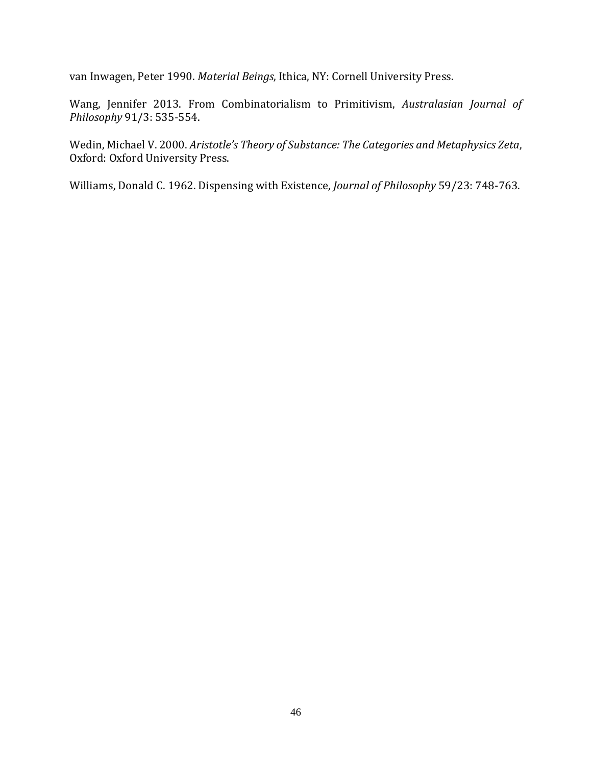van Inwagen, Peter 1990. *Material Beings*, Ithica, NY: Cornell University Press.

Wang, Jennifer 2013. From Combinatorialism to Primitivism, *Australasian Journal of Philosophy* 91/3: 535-554.

Wedin, Michael V. 2000. *Aristotle's Theory of Substance: The Categories and Metaphysics Zeta*, Oxford: Oxford University Press.

Williams, Donald C. 1962. Dispensing with Existence, *Journal of Philosophy* 59/23: 748-763.